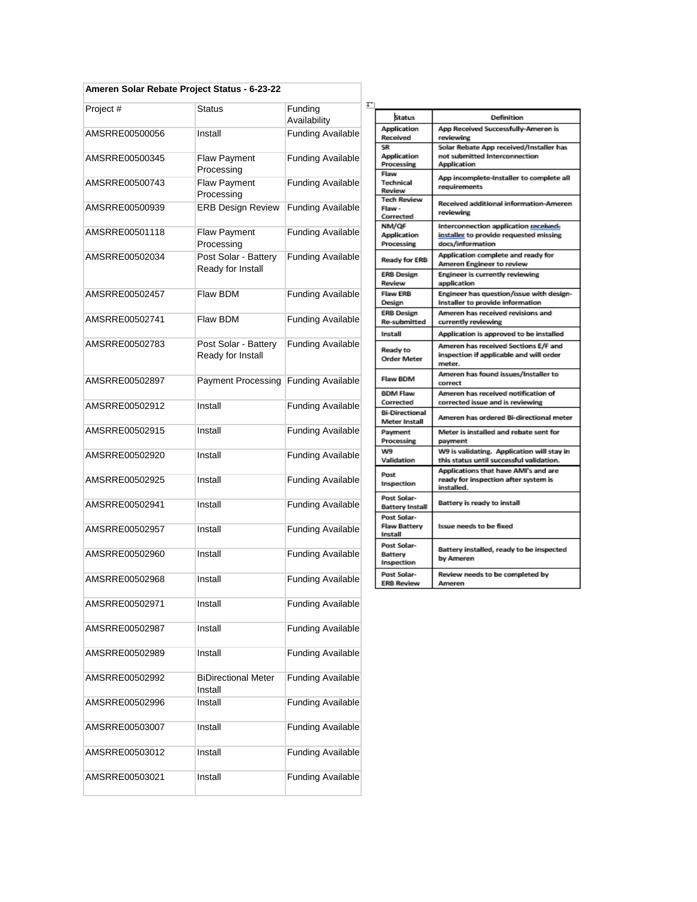**Ameren Solar Rebate Project Status - 6-23-22**

| Project # | Status | Funding Availability |
|---|---|---|
| AMSRRE00500056 | Install | Funding Available |
| AMSRRE00500345 | Flaw Payment Processing | Funding Available |
| AMSRRE00500743 | Flaw Payment Processing | Funding Available |
| AMSRRE00500939 | ERB Design Review | Funding Available |
| AMSRRE00501118 | Flaw Payment Processing | Funding Available |
| AMSRRE00502034 | Post Solar - Battery Ready for Install | Funding Available |
| AMSRRE00502457 | Flaw BDM | Funding Available |
| AMSRRE00502741 | Flaw BDM | Funding Available |
| AMSRRE00502783 | Post Solar - Battery Ready for Install | Funding Available |
| AMSRRE00502897 | Payment Processing | Funding Available |
| AMSRRE00502912 | Install | Funding Available |
| AMSRRE00502915 | Install | Funding Available |
| AMSRRE00502920 | Install | Funding Available |
| AMSRRE00502925 | Install | Funding Available |
| AMSRRE00502941 | Install | Funding Available |
| AMSRRE00502957 | Install | Funding Available |
| AMSRRE00502960 | Install | Funding Available |
| AMSRRE00502968 | Install | Funding Available |
| AMSRRE00502971 | Install | Funding Available |
| AMSRRE00502987 | Install | Funding Available |
| AMSRRE00502989 | Install | Funding Available |
| AMSRRE00502992 | BiDirectional Meter Install | Funding Available |
| AMSRRE00502996 | Install | Funding Available |
| AMSRRE00503007 | Install | Funding Available |
| AMSRRE00503012 | Install | Funding Available |
| AMSRRE00503021 | Install | Funding Available |

| Status | Definition |
|---|---|
| Application Received | App Received Successfully-Ameren is reviewing |
| SR Application Processing | Solar Rebate App received/Installer has not submitted Interconnection Application |
| Flaw Technical Review | App incomplete-Installer to complete all requirements |
| Tech Review Flaw - Corrected | Received additional information-Ameren reviewing |
| NM/QF Application Processing | Interconnection application received-installer to provide requested missing docs/information |
| Ready for ERB | Application complete and ready for Ameren Engineer to review |
| ERB Design Review | Engineer is currently reviewing application |
| Flaw ERB Design | Engineer has question/issue with design-Installer to provide information |
| ERB Design Re-submitted | Ameren has received revisions and currently reviewing |
| Install | Application is approved to be installed |
| Ready to Order Meter | Ameren has received Sections E/F and inspection if applicable and will order meter. |
| Flaw BDM | Ameren has found issues/Installer to correct |
| BDM Flaw Corrected | Ameren has received notification of corrected issue and is reviewing |
| Bi-Directional Meter Install | Ameren has ordered Bi-directional meter |
| Payment Processing | Meter is installed and rebate sent for payment |
| W9 Validation | W9 is validating. Application will stay in this status until successful validation. |
| Post Inspection | Applications that have AMI's and are ready for inspection after system is installed. |
| Post Solar-Battery Install | Battery is ready to install |
| Post Solar-Flaw Battery Install | Issue needs to be fixed |
| Post Solar-Battery Inspection | Battery installed, ready to be inspected by Ameren |
| Post Solar-ERB Review | Review needs to be completed by Ameren |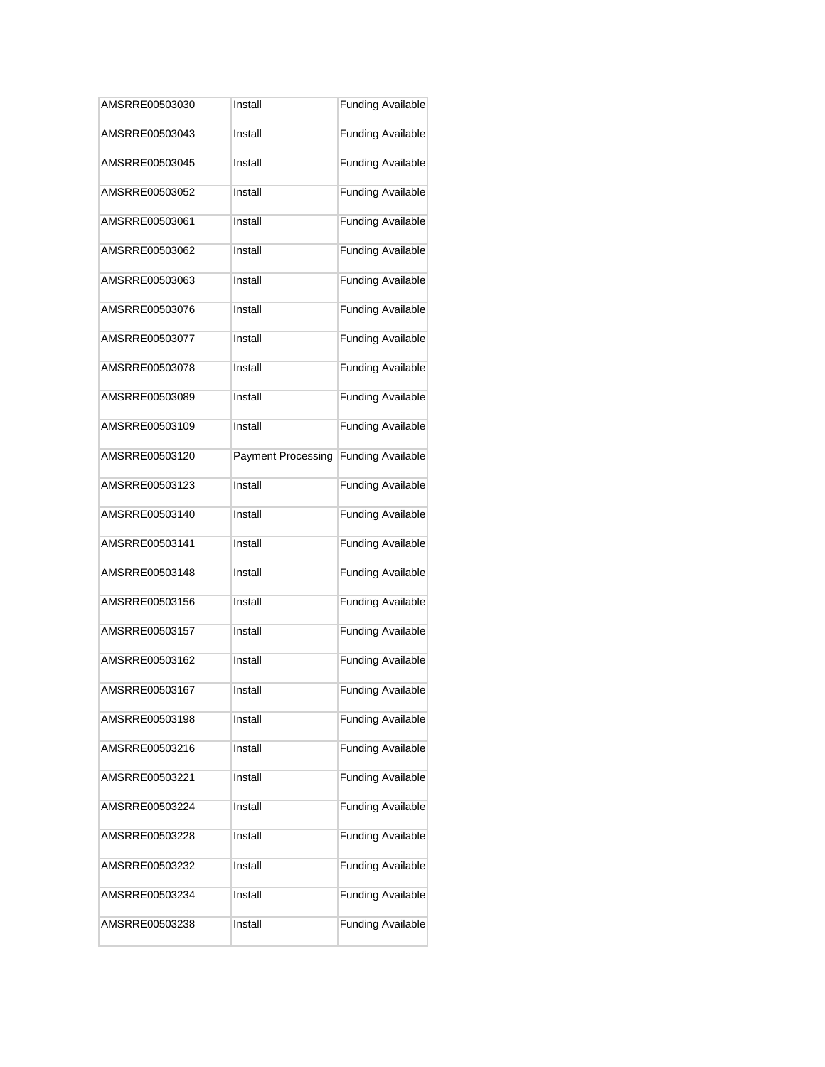| | | |
|---|---|---|
| AMSRRE00503030 | Install | Funding Available |
| AMSRRE00503043 | Install | Funding Available |
| AMSRRE00503045 | Install | Funding Available |
| AMSRRE00503052 | Install | Funding Available |
| AMSRRE00503061 | Install | Funding Available |
| AMSRRE00503062 | Install | Funding Available |
| AMSRRE00503063 | Install | Funding Available |
| AMSRRE00503076 | Install | Funding Available |
| AMSRRE00503077 | Install | Funding Available |
| AMSRRE00503078 | Install | Funding Available |
| AMSRRE00503089 | Install | Funding Available |
| AMSRRE00503109 | Install | Funding Available |
| AMSRRE00503120 | Payment Processing | Funding Available |
| AMSRRE00503123 | Install | Funding Available |
| AMSRRE00503140 | Install | Funding Available |
| AMSRRE00503141 | Install | Funding Available |
| AMSRRE00503148 | Install | Funding Available |
| AMSRRE00503156 | Install | Funding Available |
| AMSRRE00503157 | Install | Funding Available |
| AMSRRE00503162 | Install | Funding Available |
| AMSRRE00503167 | Install | Funding Available |
| AMSRRE00503198 | Install | Funding Available |
| AMSRRE00503216 | Install | Funding Available |
| AMSRRE00503221 | Install | Funding Available |
| AMSRRE00503224 | Install | Funding Available |
| AMSRRE00503228 | Install | Funding Available |
| AMSRRE00503232 | Install | Funding Available |
| AMSRRE00503234 | Install | Funding Available |
| AMSRRE00503238 | Install | Funding Available |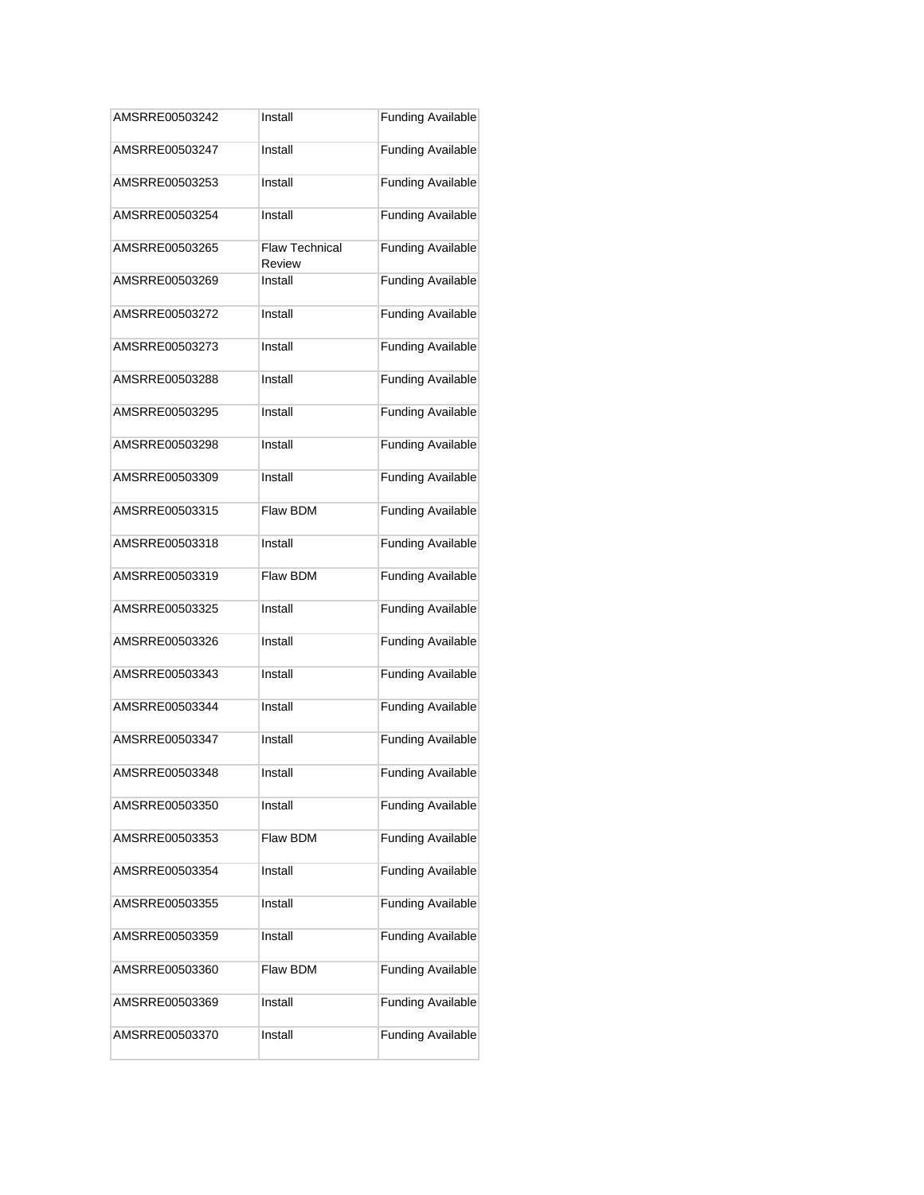| | | |
|---|---|---|
| AMSRRE00503242 | Install | Funding Available |
| AMSRRE00503247 | Install | Funding Available |
| AMSRRE00503253 | Install | Funding Available |
| AMSRRE00503254 | Install | Funding Available |
| AMSRRE00503265 | Flaw Technical Review | Funding Available |
| AMSRRE00503269 | Install | Funding Available |
| AMSRRE00503272 | Install | Funding Available |
| AMSRRE00503273 | Install | Funding Available |
| AMSRRE00503288 | Install | Funding Available |
| AMSRRE00503295 | Install | Funding Available |
| AMSRRE00503298 | Install | Funding Available |
| AMSRRE00503309 | Install | Funding Available |
| AMSRRE00503315 | Flaw BDM | Funding Available |
| AMSRRE00503318 | Install | Funding Available |
| AMSRRE00503319 | Flaw BDM | Funding Available |
| AMSRRE00503325 | Install | Funding Available |
| AMSRRE00503326 | Install | Funding Available |
| AMSRRE00503343 | Install | Funding Available |
| AMSRRE00503344 | Install | Funding Available |
| AMSRRE00503347 | Install | Funding Available |
| AMSRRE00503348 | Install | Funding Available |
| AMSRRE00503350 | Install | Funding Available |
| AMSRRE00503353 | Flaw BDM | Funding Available |
| AMSRRE00503354 | Install | Funding Available |
| AMSRRE00503355 | Install | Funding Available |
| AMSRRE00503359 | Install | Funding Available |
| AMSRRE00503360 | Flaw BDM | Funding Available |
| AMSRRE00503369 | Install | Funding Available |
| AMSRRE00503370 | Install | Funding Available |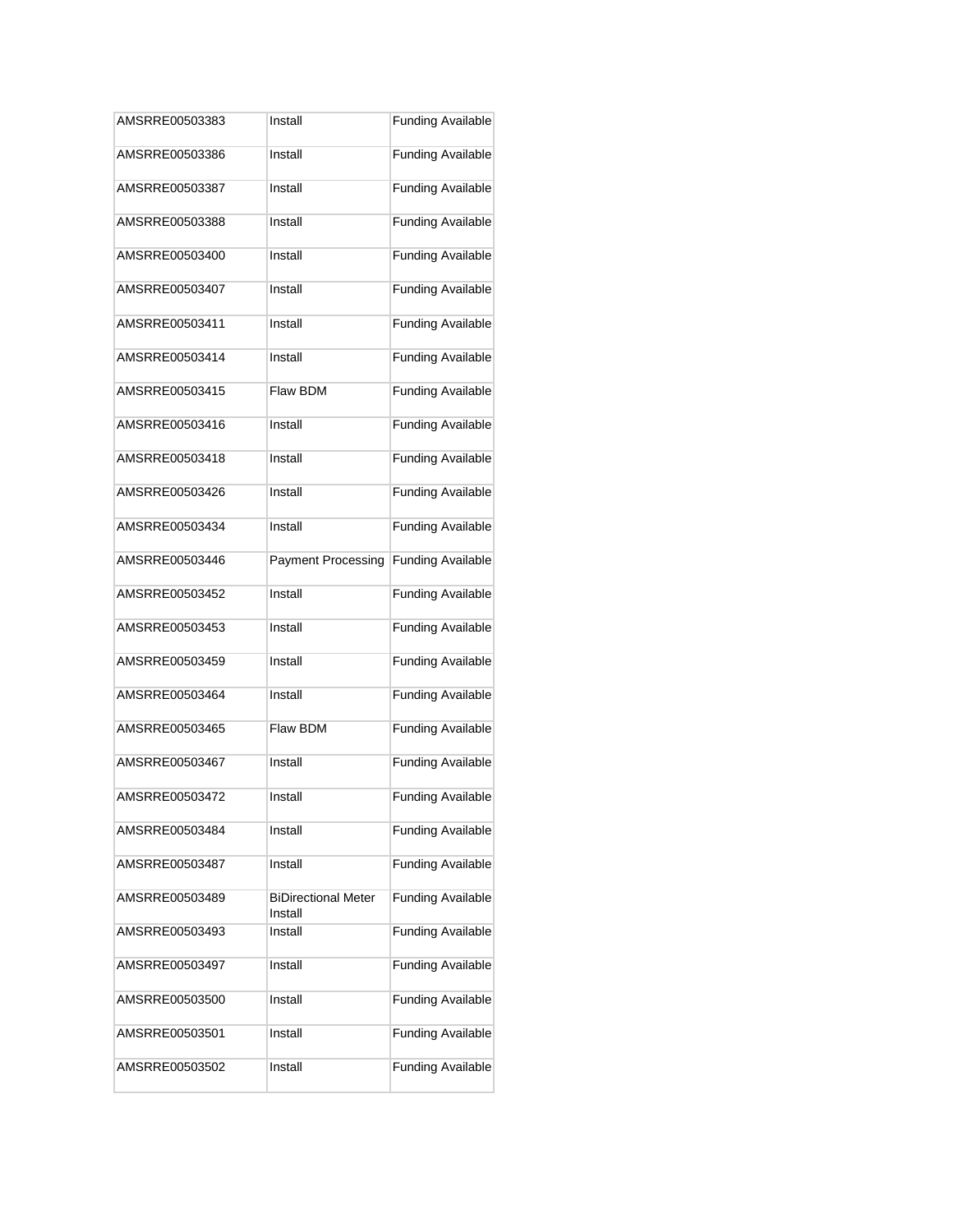| AMSRRE00503383 | Install | Funding Available |
|---|---|---|
| AMSRRE00503386 | Install | Funding Available |
| AMSRRE00503387 | Install | Funding Available |
| AMSRRE00503388 | Install | Funding Available |
| AMSRRE00503400 | Install | Funding Available |
| AMSRRE00503407 | Install | Funding Available |
| AMSRRE00503411 | Install | Funding Available |
| AMSRRE00503414 | Install | Funding Available |
| AMSRRE00503415 | Flaw BDM | Funding Available |
| AMSRRE00503416 | Install | Funding Available |
| AMSRRE00503418 | Install | Funding Available |
| AMSRRE00503426 | Install | Funding Available |
| AMSRRE00503434 | Install | Funding Available |
| AMSRRE00503446 | Payment Processing | Funding Available |
| AMSRRE00503452 | Install | Funding Available |
| AMSRRE00503453 | Install | Funding Available |
| AMSRRE00503459 | Install | Funding Available |
| AMSRRE00503464 | Install | Funding Available |
| AMSRRE00503465 | Flaw BDM | Funding Available |
| AMSRRE00503467 | Install | Funding Available |
| AMSRRE00503472 | Install | Funding Available |
| AMSRRE00503484 | Install | Funding Available |
| AMSRRE00503487 | Install | Funding Available |
| AMSRRE00503489 | BiDirectional Meter Install | Funding Available |
| AMSRRE00503493 | Install | Funding Available |
| AMSRRE00503497 | Install | Funding Available |
| AMSRRE00503500 | Install | Funding Available |
| AMSRRE00503501 | Install | Funding Available |
| AMSRRE00503502 | Install | Funding Available |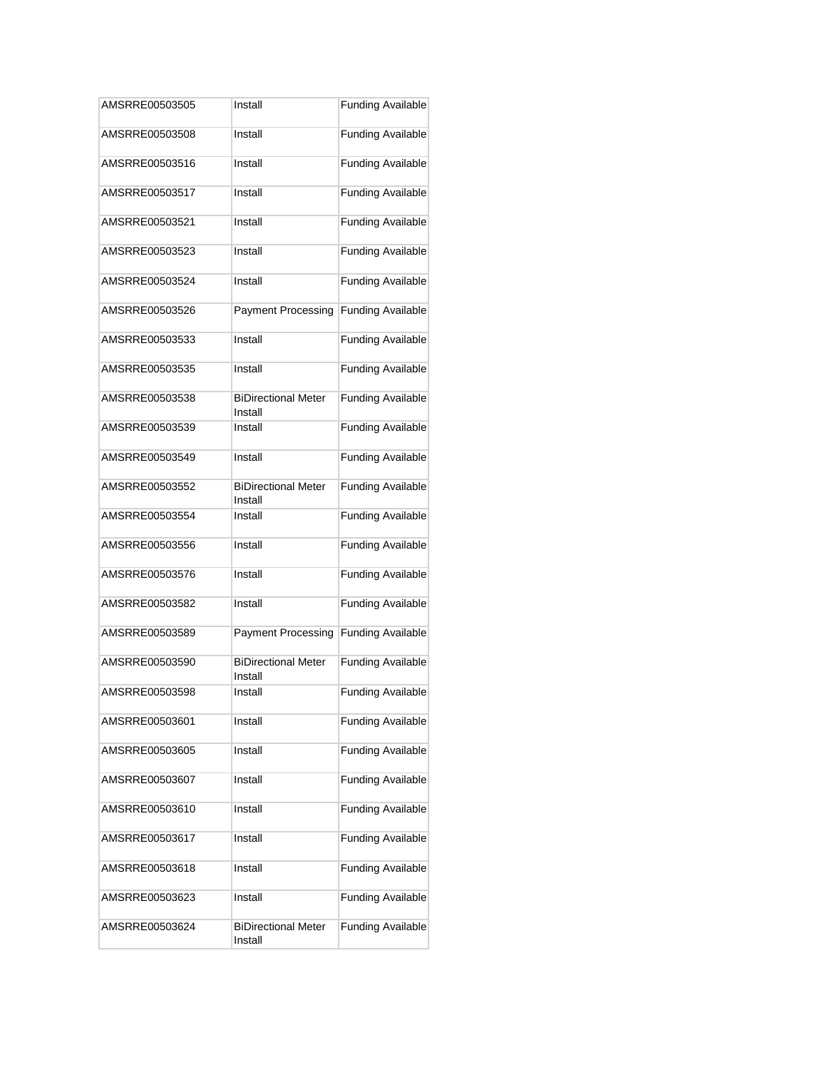| AMSRRE00503505 | Install | Funding Available |
|---|---|---|
| AMSRRE00503508 | Install | Funding Available |
| AMSRRE00503516 | Install | Funding Available |
| AMSRRE00503517 | Install | Funding Available |
| AMSRRE00503521 | Install | Funding Available |
| AMSRRE00503523 | Install | Funding Available |
| AMSRRE00503524 | Install | Funding Available |
| AMSRRE00503526 | Payment Processing | Funding Available |
| AMSRRE00503533 | Install | Funding Available |
| AMSRRE00503535 | Install | Funding Available |
| AMSRRE00503538 | BiDirectional Meter Install | Funding Available |
| AMSRRE00503539 | Install | Funding Available |
| AMSRRE00503549 | Install | Funding Available |
| AMSRRE00503552 | BiDirectional Meter Install | Funding Available |
| AMSRRE00503554 | Install | Funding Available |
| AMSRRE00503556 | Install | Funding Available |
| AMSRRE00503576 | Install | Funding Available |
| AMSRRE00503582 | Install | Funding Available |
| AMSRRE00503589 | Payment Processing | Funding Available |
| AMSRRE00503590 | BiDirectional Meter Install | Funding Available |
| AMSRRE00503598 | Install | Funding Available |
| AMSRRE00503601 | Install | Funding Available |
| AMSRRE00503605 | Install | Funding Available |
| AMSRRE00503607 | Install | Funding Available |
| AMSRRE00503610 | Install | Funding Available |
| AMSRRE00503617 | Install | Funding Available |
| AMSRRE00503618 | Install | Funding Available |
| AMSRRE00503623 | Install | Funding Available |
| AMSRRE00503624 | BiDirectional Meter Install | Funding Available |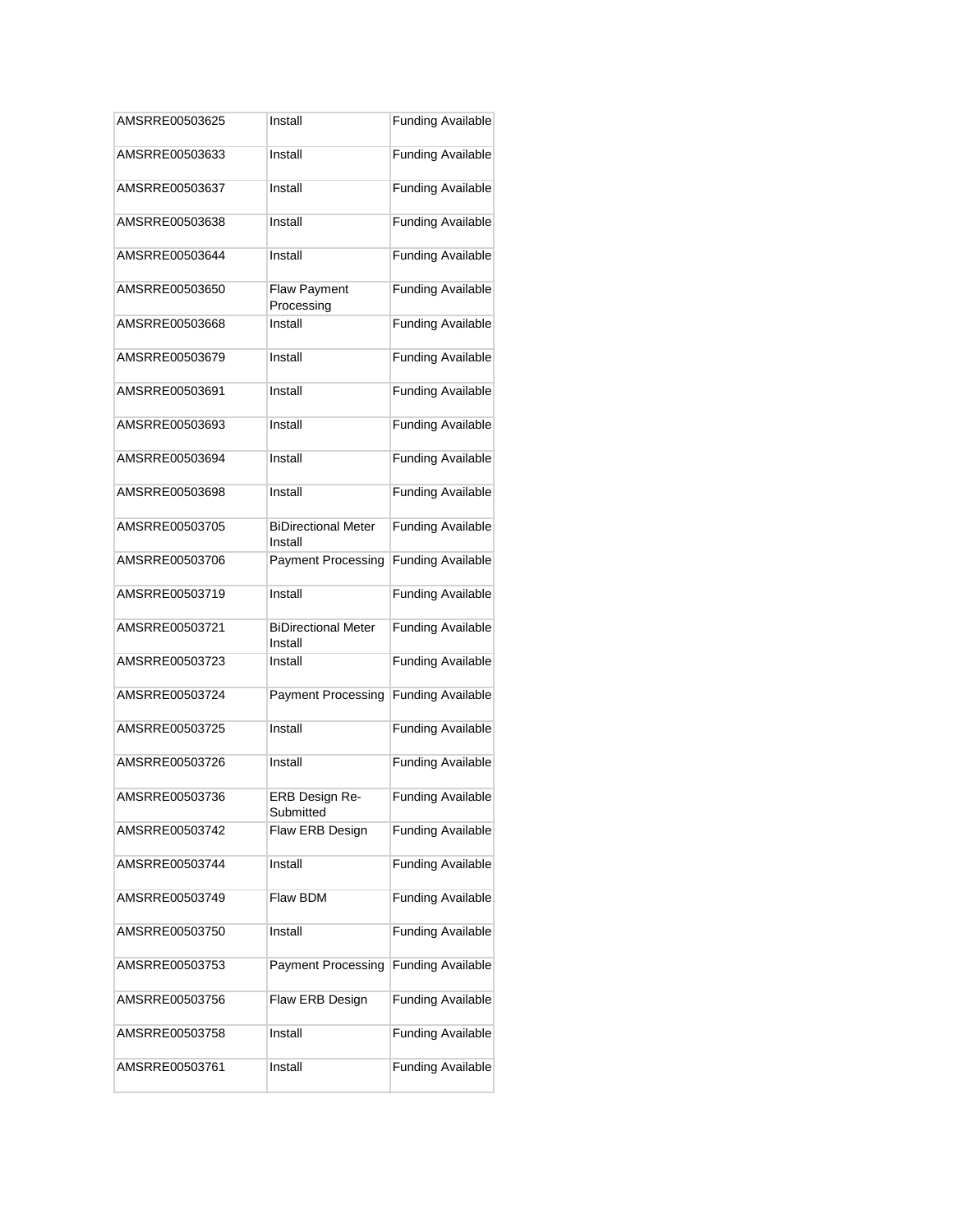| | | |
|---|---|---|
| AMSRRE00503625 | Install | Funding Available |
| AMSRRE00503633 | Install | Funding Available |
| AMSRRE00503637 | Install | Funding Available |
| AMSRRE00503638 | Install | Funding Available |
| AMSRRE00503644 | Install | Funding Available |
| AMSRRE00503650 | Flaw Payment Processing | Funding Available |
| AMSRRE00503668 | Install | Funding Available |
| AMSRRE00503679 | Install | Funding Available |
| AMSRRE00503691 | Install | Funding Available |
| AMSRRE00503693 | Install | Funding Available |
| AMSRRE00503694 | Install | Funding Available |
| AMSRRE00503698 | Install | Funding Available |
| AMSRRE00503705 | BiDirectional Meter Install | Funding Available |
| AMSRRE00503706 | Payment Processing | Funding Available |
| AMSRRE00503719 | Install | Funding Available |
| AMSRRE00503721 | BiDirectional Meter Install | Funding Available |
| AMSRRE00503723 | Install | Funding Available |
| AMSRRE00503724 | Payment Processing | Funding Available |
| AMSRRE00503725 | Install | Funding Available |
| AMSRRE00503726 | Install | Funding Available |
| AMSRRE00503736 | ERB Design Re-Submitted | Funding Available |
| AMSRRE00503742 | Flaw ERB Design | Funding Available |
| AMSRRE00503744 | Install | Funding Available |
| AMSRRE00503749 | Flaw BDM | Funding Available |
| AMSRRE00503750 | Install | Funding Available |
| AMSRRE00503753 | Payment Processing | Funding Available |
| AMSRRE00503756 | Flaw ERB Design | Funding Available |
| AMSRRE00503758 | Install | Funding Available |
| AMSRRE00503761 | Install | Funding Available |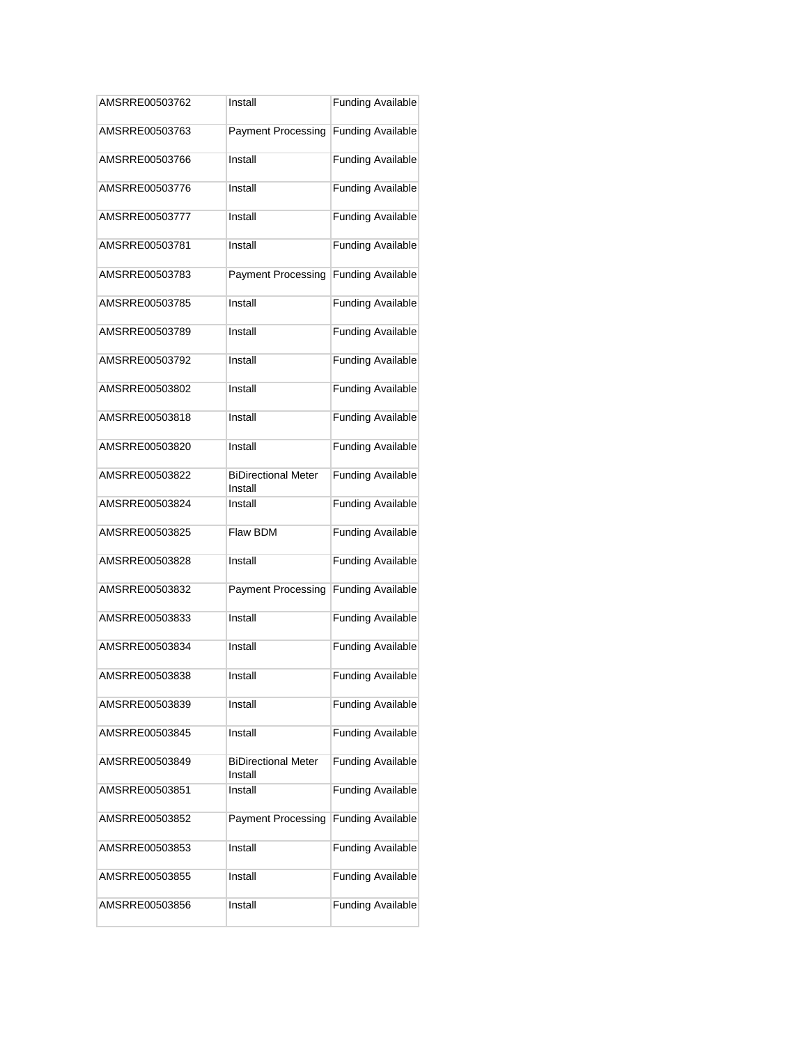| AMSRRE00503762 | Install | Funding Available |
|---|---|---|
| AMSRRE00503763 | Payment Processing | Funding Available |
| AMSRRE00503766 | Install | Funding Available |
| AMSRRE00503776 | Install | Funding Available |
| AMSRRE00503777 | Install | Funding Available |
| AMSRRE00503781 | Install | Funding Available |
| AMSRRE00503783 | Payment Processing | Funding Available |
| AMSRRE00503785 | Install | Funding Available |
| AMSRRE00503789 | Install | Funding Available |
| AMSRRE00503792 | Install | Funding Available |
| AMSRRE00503802 | Install | Funding Available |
| AMSRRE00503818 | Install | Funding Available |
| AMSRRE00503820 | Install | Funding Available |
| AMSRRE00503822 | BiDirectional Meter Install | Funding Available |
| AMSRRE00503824 | Install | Funding Available |
| AMSRRE00503825 | Flaw BDM | Funding Available |
| AMSRRE00503828 | Install | Funding Available |
| AMSRRE00503832 | Payment Processing | Funding Available |
| AMSRRE00503833 | Install | Funding Available |
| AMSRRE00503834 | Install | Funding Available |
| AMSRRE00503838 | Install | Funding Available |
| AMSRRE00503839 | Install | Funding Available |
| AMSRRE00503845 | Install | Funding Available |
| AMSRRE00503849 | BiDirectional Meter Install | Funding Available |
| AMSRRE00503851 | Install | Funding Available |
| AMSRRE00503852 | Payment Processing | Funding Available |
| AMSRRE00503853 | Install | Funding Available |
| AMSRRE00503855 | Install | Funding Available |
| AMSRRE00503856 | Install | Funding Available |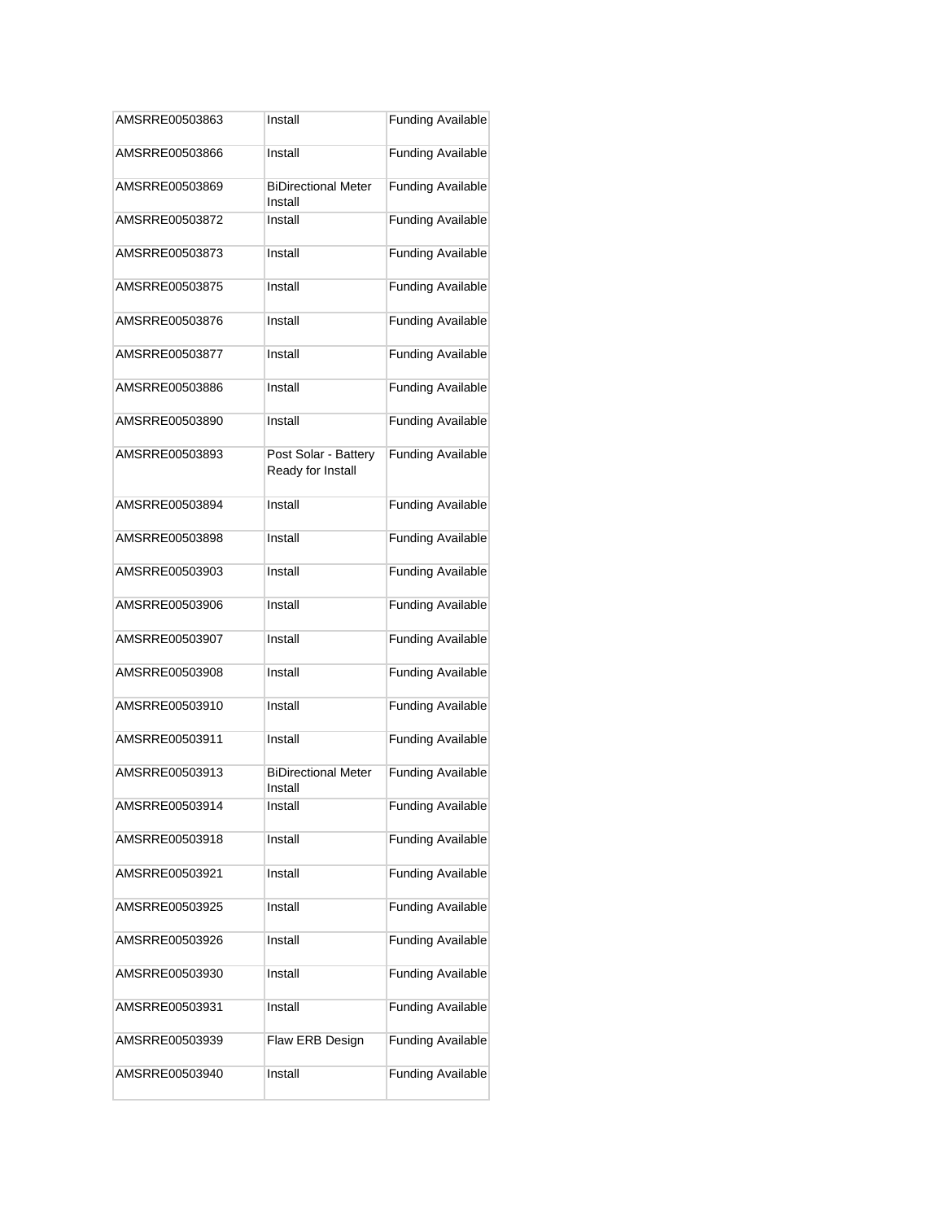| AMSRRE00503863 | Install | Funding Available |
|---|---|---|
| AMSRRE00503866 | Install | Funding Available |
| AMSRRE00503869 | BiDirectional Meter Install | Funding Available |
| AMSRRE00503872 | Install | Funding Available |
| AMSRRE00503873 | Install | Funding Available |
| AMSRRE00503875 | Install | Funding Available |
| AMSRRE00503876 | Install | Funding Available |
| AMSRRE00503877 | Install | Funding Available |
| AMSRRE00503886 | Install | Funding Available |
| AMSRRE00503890 | Install | Funding Available |
| AMSRRE00503893 | Post Solar - Battery Ready for Install | Funding Available |
| AMSRRE00503894 | Install | Funding Available |
| AMSRRE00503898 | Install | Funding Available |
| AMSRRE00503903 | Install | Funding Available |
| AMSRRE00503906 | Install | Funding Available |
| AMSRRE00503907 | Install | Funding Available |
| AMSRRE00503908 | Install | Funding Available |
| AMSRRE00503910 | Install | Funding Available |
| AMSRRE00503911 | Install | Funding Available |
| AMSRRE00503913 | BiDirectional Meter Install | Funding Available |
| AMSRRE00503914 | Install | Funding Available |
| AMSRRE00503918 | Install | Funding Available |
| AMSRRE00503921 | Install | Funding Available |
| AMSRRE00503925 | Install | Funding Available |
| AMSRRE00503926 | Install | Funding Available |
| AMSRRE00503930 | Install | Funding Available |
| AMSRRE00503931 | Install | Funding Available |
| AMSRRE00503939 | Flaw ERB Design | Funding Available |
| AMSRRE00503940 | Install | Funding Available |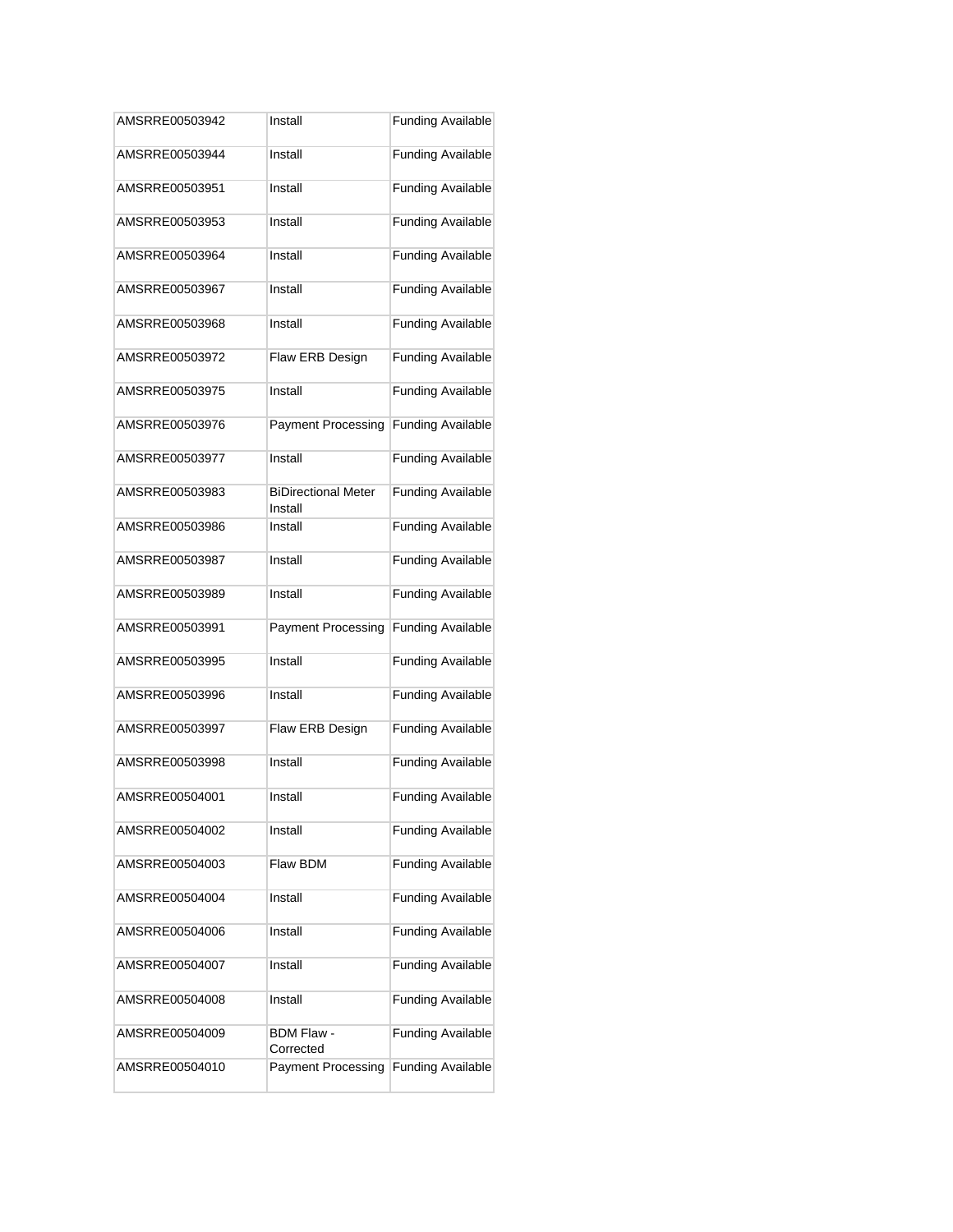| | | |
|---|---|---|
| AMSRRE00503942 | Install | Funding Available |
| AMSRRE00503944 | Install | Funding Available |
| AMSRRE00503951 | Install | Funding Available |
| AMSRRE00503953 | Install | Funding Available |
| AMSRRE00503964 | Install | Funding Available |
| AMSRRE00503967 | Install | Funding Available |
| AMSRRE00503968 | Install | Funding Available |
| AMSRRE00503972 | Flaw ERB Design | Funding Available |
| AMSRRE00503975 | Install | Funding Available |
| AMSRRE00503976 | Payment Processing | Funding Available |
| AMSRRE00503977 | Install | Funding Available |
| AMSRRE00503983 | BiDirectional Meter Install | Funding Available |
| AMSRRE00503986 | Install | Funding Available |
| AMSRRE00503987 | Install | Funding Available |
| AMSRRE00503989 | Install | Funding Available |
| AMSRRE00503991 | Payment Processing | Funding Available |
| AMSRRE00503995 | Install | Funding Available |
| AMSRRE00503996 | Install | Funding Available |
| AMSRRE00503997 | Flaw ERB Design | Funding Available |
| AMSRRE00503998 | Install | Funding Available |
| AMSRRE00504001 | Install | Funding Available |
| AMSRRE00504002 | Install | Funding Available |
| AMSRRE00504003 | Flaw BDM | Funding Available |
| AMSRRE00504004 | Install | Funding Available |
| AMSRRE00504006 | Install | Funding Available |
| AMSRRE00504007 | Install | Funding Available |
| AMSRRE00504008 | Install | Funding Available |
| AMSRRE00504009 | BDM Flaw - Corrected | Funding Available |
| AMSRRE00504010 | Payment Processing | Funding Available |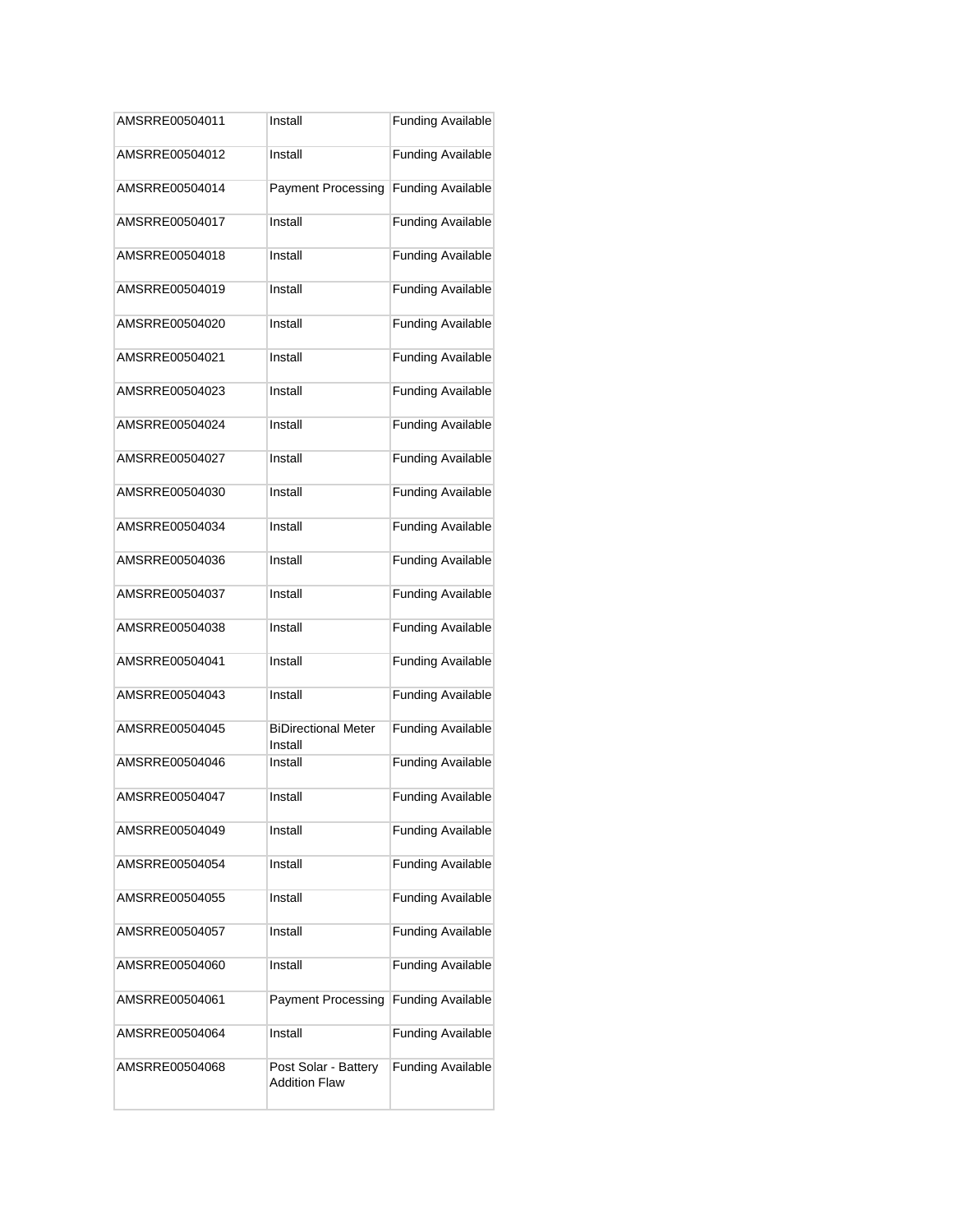| AMSRRE00504011 | Install | Funding Available |
|---|---|---|
| AMSRRE00504012 | Install | Funding Available |
| AMSRRE00504014 | Payment Processing | Funding Available |
| AMSRRE00504017 | Install | Funding Available |
| AMSRRE00504018 | Install | Funding Available |
| AMSRRE00504019 | Install | Funding Available |
| AMSRRE00504020 | Install | Funding Available |
| AMSRRE00504021 | Install | Funding Available |
| AMSRRE00504023 | Install | Funding Available |
| AMSRRE00504024 | Install | Funding Available |
| AMSRRE00504027 | Install | Funding Available |
| AMSRRE00504030 | Install | Funding Available |
| AMSRRE00504034 | Install | Funding Available |
| AMSRRE00504036 | Install | Funding Available |
| AMSRRE00504037 | Install | Funding Available |
| AMSRRE00504038 | Install | Funding Available |
| AMSRRE00504041 | Install | Funding Available |
| AMSRRE00504043 | Install | Funding Available |
| AMSRRE00504045 | BiDirectional Meter Install | Funding Available |
| AMSRRE00504046 | Install | Funding Available |
| AMSRRE00504047 | Install | Funding Available |
| AMSRRE00504049 | Install | Funding Available |
| AMSRRE00504054 | Install | Funding Available |
| AMSRRE00504055 | Install | Funding Available |
| AMSRRE00504057 | Install | Funding Available |
| AMSRRE00504060 | Install | Funding Available |
| AMSRRE00504061 | Payment Processing | Funding Available |
| AMSRRE00504064 | Install | Funding Available |
| AMSRRE00504068 | Post Solar - Battery Addition Flaw | Funding Available |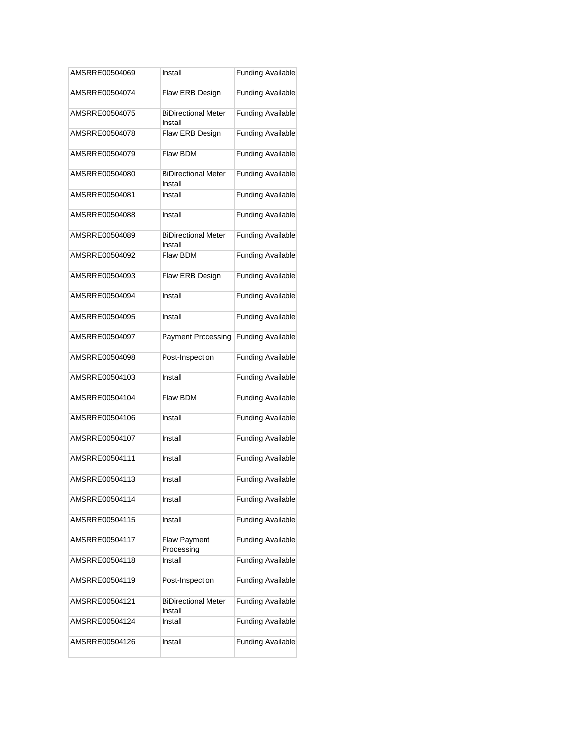| AMSRRE00504069 | Install | Funding Available |
|---|---|---|
| AMSRRE00504074 | Flaw ERB Design | Funding Available |
| AMSRRE00504075 | BiDirectional Meter Install | Funding Available |
| AMSRRE00504078 | Flaw ERB Design | Funding Available |
| AMSRRE00504079 | Flaw BDM | Funding Available |
| AMSRRE00504080 | BiDirectional Meter Install | Funding Available |
| AMSRRE00504081 | Install | Funding Available |
| AMSRRE00504088 | Install | Funding Available |
| AMSRRE00504089 | BiDirectional Meter Install | Funding Available |
| AMSRRE00504092 | Flaw BDM | Funding Available |
| AMSRRE00504093 | Flaw ERB Design | Funding Available |
| AMSRRE00504094 | Install | Funding Available |
| AMSRRE00504095 | Install | Funding Available |
| AMSRRE00504097 | Payment Processing | Funding Available |
| AMSRRE00504098 | Post-Inspection | Funding Available |
| AMSRRE00504103 | Install | Funding Available |
| AMSRRE00504104 | Flaw BDM | Funding Available |
| AMSRRE00504106 | Install | Funding Available |
| AMSRRE00504107 | Install | Funding Available |
| AMSRRE00504111 | Install | Funding Available |
| AMSRRE00504113 | Install | Funding Available |
| AMSRRE00504114 | Install | Funding Available |
| AMSRRE00504115 | Install | Funding Available |
| AMSRRE00504117 | Flaw Payment Processing | Funding Available |
| AMSRRE00504118 | Install | Funding Available |
| AMSRRE00504119 | Post-Inspection | Funding Available |
| AMSRRE00504121 | BiDirectional Meter Install | Funding Available |
| AMSRRE00504124 | Install | Funding Available |
| AMSRRE00504126 | Install | Funding Available |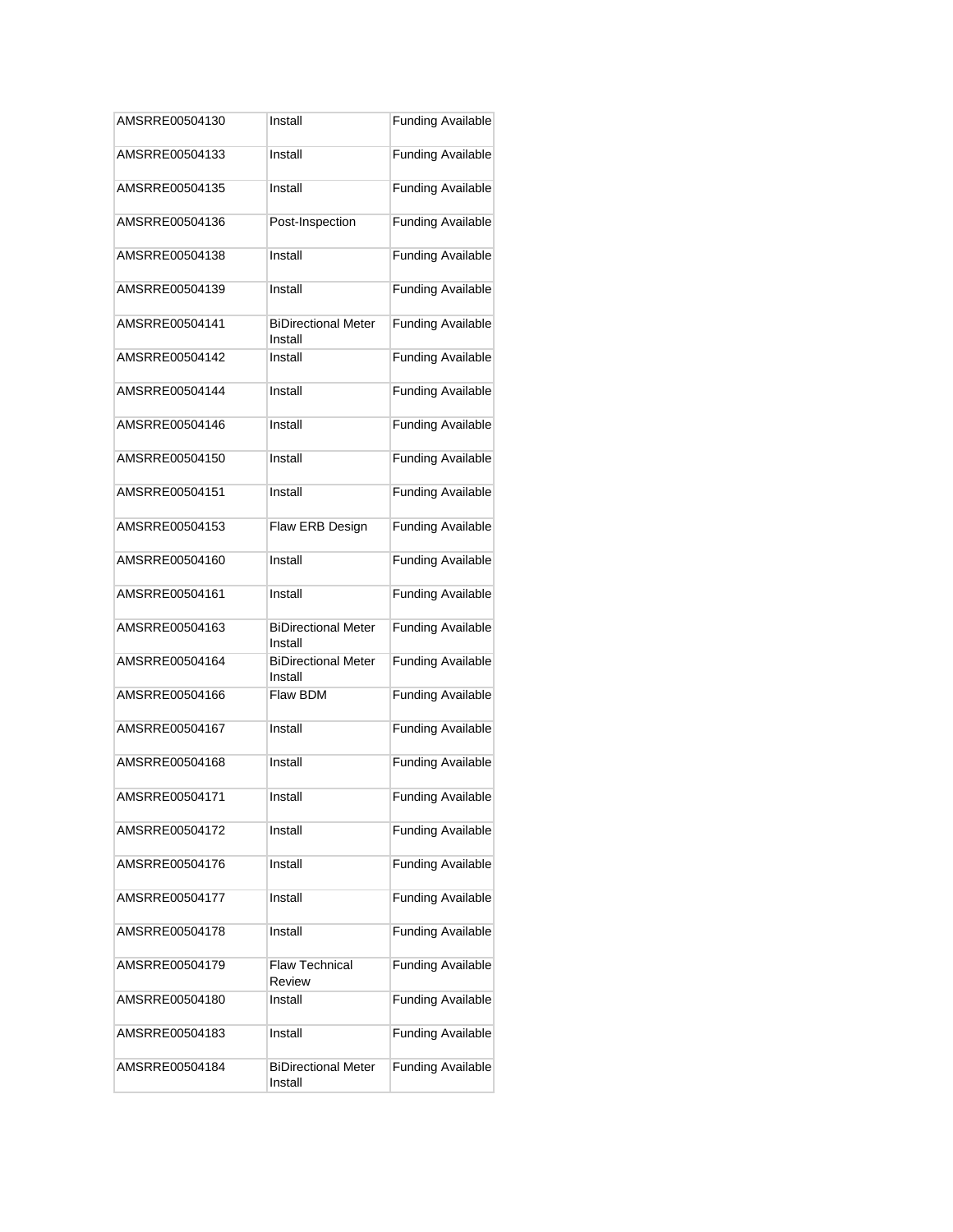| AMSRRE00504130 | Install | Funding Available |
| --- | --- | --- |
| AMSRRE00504133 | Install | Funding Available |
| AMSRRE00504135 | Install | Funding Available |
| AMSRRE00504136 | Post-Inspection | Funding Available |
| AMSRRE00504138 | Install | Funding Available |
| AMSRRE00504139 | Install | Funding Available |
| AMSRRE00504141 | BiDirectional Meter Install | Funding Available |
| AMSRRE00504142 | Install | Funding Available |
| AMSRRE00504144 | Install | Funding Available |
| AMSRRE00504146 | Install | Funding Available |
| AMSRRE00504150 | Install | Funding Available |
| AMSRRE00504151 | Install | Funding Available |
| AMSRRE00504153 | Flaw ERB Design | Funding Available |
| AMSRRE00504160 | Install | Funding Available |
| AMSRRE00504161 | Install | Funding Available |
| AMSRRE00504163 | BiDirectional Meter Install | Funding Available |
| AMSRRE00504164 | BiDirectional Meter Install | Funding Available |
| AMSRRE00504166 | Flaw BDM | Funding Available |
| AMSRRE00504167 | Install | Funding Available |
| AMSRRE00504168 | Install | Funding Available |
| AMSRRE00504171 | Install | Funding Available |
| AMSRRE00504172 | Install | Funding Available |
| AMSRRE00504176 | Install | Funding Available |
| AMSRRE00504177 | Install | Funding Available |
| AMSRRE00504178 | Install | Funding Available |
| AMSRRE00504179 | Flaw Technical Review | Funding Available |
| AMSRRE00504180 | Install | Funding Available |
| AMSRRE00504183 | Install | Funding Available |
| AMSRRE00504184 | BiDirectional Meter Install | Funding Available |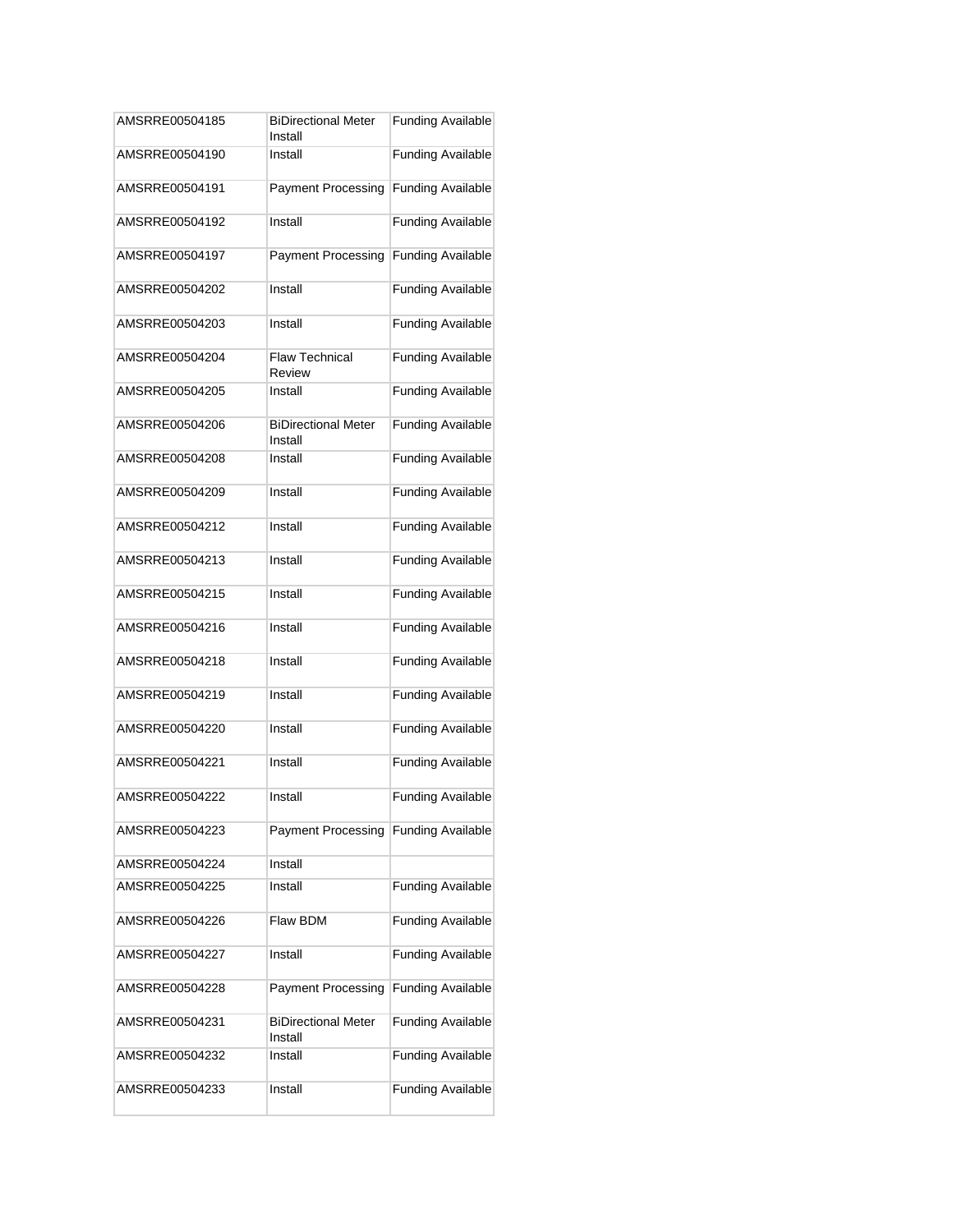| | | |
|---|---|---|
| AMSRRE00504185 | BiDirectional Meter Install | Funding Available |
| AMSRRE00504190 | Install | Funding Available |
| AMSRRE00504191 | Payment Processing | Funding Available |
| AMSRRE00504192 | Install | Funding Available |
| AMSRRE00504197 | Payment Processing | Funding Available |
| AMSRRE00504202 | Install | Funding Available |
| AMSRRE00504203 | Install | Funding Available |
| AMSRRE00504204 | Flaw Technical Review | Funding Available |
| AMSRRE00504205 | Install | Funding Available |
| AMSRRE00504206 | BiDirectional Meter Install | Funding Available |
| AMSRRE00504208 | Install | Funding Available |
| AMSRRE00504209 | Install | Funding Available |
| AMSRRE00504212 | Install | Funding Available |
| AMSRRE00504213 | Install | Funding Available |
| AMSRRE00504215 | Install | Funding Available |
| AMSRRE00504216 | Install | Funding Available |
| AMSRRE00504218 | Install | Funding Available |
| AMSRRE00504219 | Install | Funding Available |
| AMSRRE00504220 | Install | Funding Available |
| AMSRRE00504221 | Install | Funding Available |
| AMSRRE00504222 | Install | Funding Available |
| AMSRRE00504223 | Payment Processing | Funding Available |
| AMSRRE00504224 | Install | |
| AMSRRE00504225 | Install | Funding Available |
| AMSRRE00504226 | Flaw BDM | Funding Available |
| AMSRRE00504227 | Install | Funding Available |
| AMSRRE00504228 | Payment Processing | Funding Available |
| AMSRRE00504231 | BiDirectional Meter Install | Funding Available |
| AMSRRE00504232 | Install | Funding Available |
| AMSRRE00504233 | Install | Funding Available |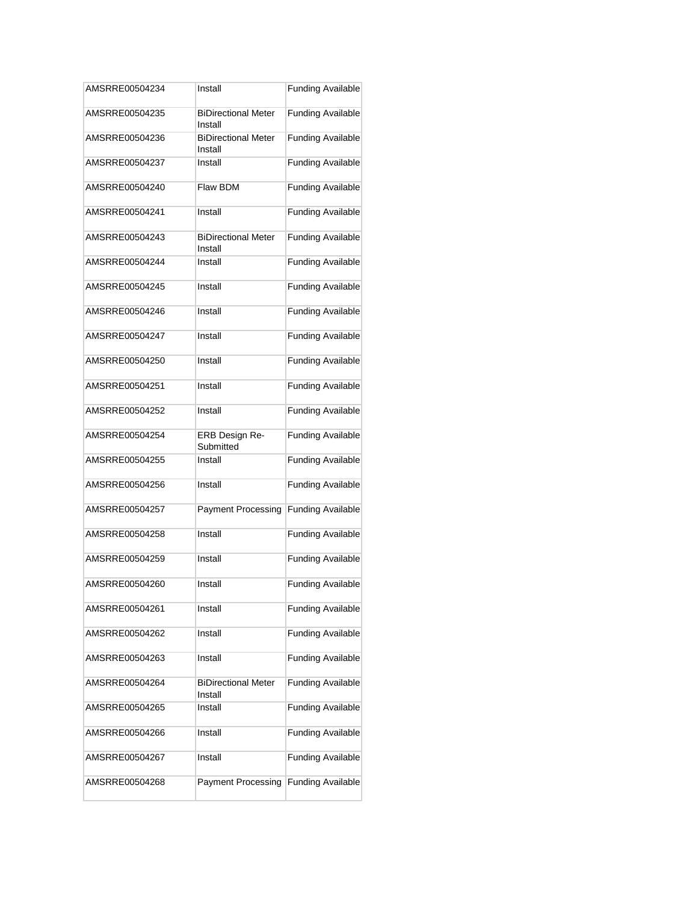| | | |
|---|---|---|
| AMSRRE00504234 | Install | Funding Available |
| AMSRRE00504235 | BiDirectional Meter Install | Funding Available |
| AMSRRE00504236 | BiDirectional Meter Install | Funding Available |
| AMSRRE00504237 | Install | Funding Available |
| AMSRRE00504240 | Flaw BDM | Funding Available |
| AMSRRE00504241 | Install | Funding Available |
| AMSRRE00504243 | BiDirectional Meter Install | Funding Available |
| AMSRRE00504244 | Install | Funding Available |
| AMSRRE00504245 | Install | Funding Available |
| AMSRRE00504246 | Install | Funding Available |
| AMSRRE00504247 | Install | Funding Available |
| AMSRRE00504250 | Install | Funding Available |
| AMSRRE00504251 | Install | Funding Available |
| AMSRRE00504252 | Install | Funding Available |
| AMSRRE00504254 | ERB Design Re-Submitted | Funding Available |
| AMSRRE00504255 | Install | Funding Available |
| AMSRRE00504256 | Install | Funding Available |
| AMSRRE00504257 | Payment Processing | Funding Available |
| AMSRRE00504258 | Install | Funding Available |
| AMSRRE00504259 | Install | Funding Available |
| AMSRRE00504260 | Install | Funding Available |
| AMSRRE00504261 | Install | Funding Available |
| AMSRRE00504262 | Install | Funding Available |
| AMSRRE00504263 | Install | Funding Available |
| AMSRRE00504264 | BiDirectional Meter Install | Funding Available |
| AMSRRE00504265 | Install | Funding Available |
| AMSRRE00504266 | Install | Funding Available |
| AMSRRE00504267 | Install | Funding Available |
| AMSRRE00504268 | Payment Processing | Funding Available |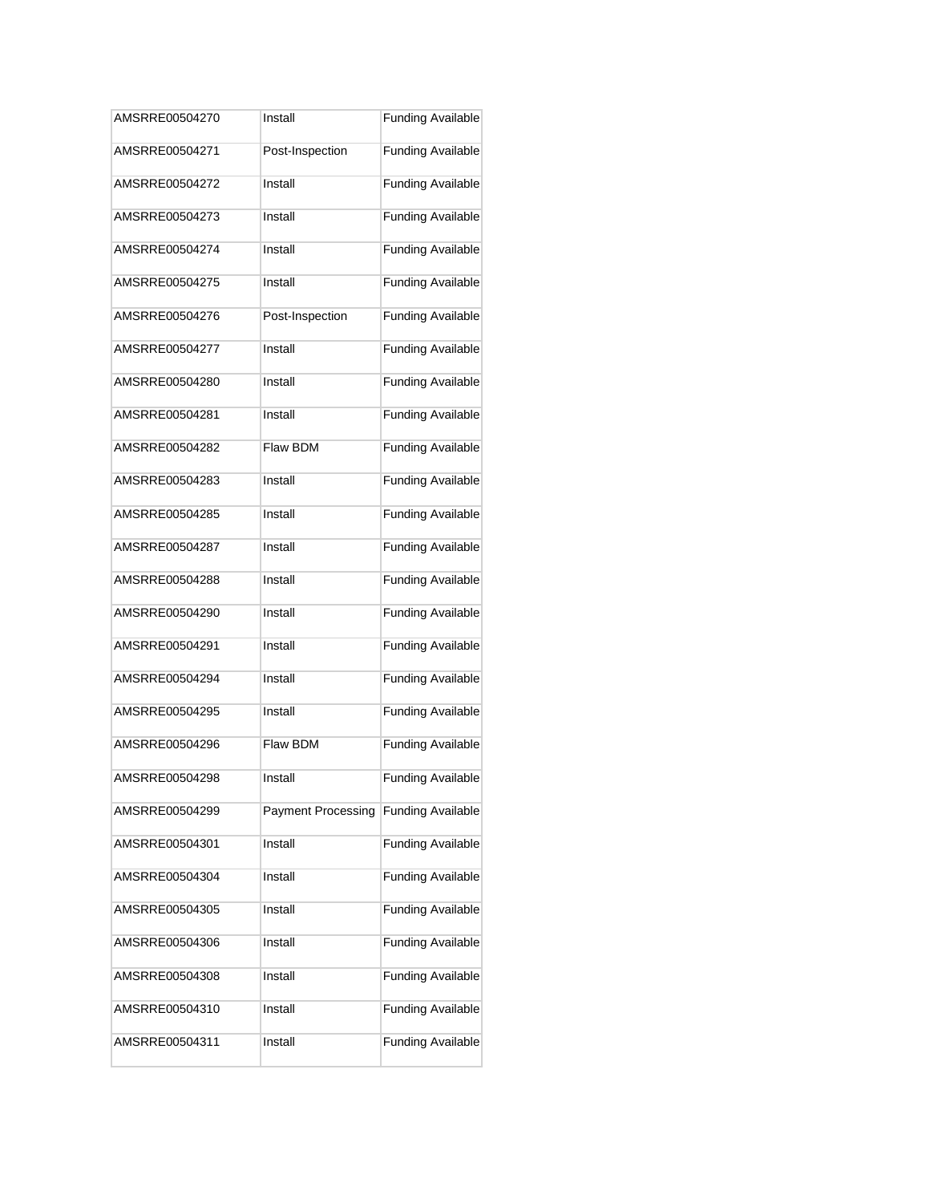| AMSRRE00504270 | Install | Funding Available |
|---|---|---|
| AMSRRE00504271 | Post-Inspection | Funding Available |
| AMSRRE00504272 | Install | Funding Available |
| AMSRRE00504273 | Install | Funding Available |
| AMSRRE00504274 | Install | Funding Available |
| AMSRRE00504275 | Install | Funding Available |
| AMSRRE00504276 | Post-Inspection | Funding Available |
| AMSRRE00504277 | Install | Funding Available |
| AMSRRE00504280 | Install | Funding Available |
| AMSRRE00504281 | Install | Funding Available |
| AMSRRE00504282 | Flaw BDM | Funding Available |
| AMSRRE00504283 | Install | Funding Available |
| AMSRRE00504285 | Install | Funding Available |
| AMSRRE00504287 | Install | Funding Available |
| AMSRRE00504288 | Install | Funding Available |
| AMSRRE00504290 | Install | Funding Available |
| AMSRRE00504291 | Install | Funding Available |
| AMSRRE00504294 | Install | Funding Available |
| AMSRRE00504295 | Install | Funding Available |
| AMSRRE00504296 | Flaw BDM | Funding Available |
| AMSRRE00504298 | Install | Funding Available |
| AMSRRE00504299 | Payment Processing | Funding Available |
| AMSRRE00504301 | Install | Funding Available |
| AMSRRE00504304 | Install | Funding Available |
| AMSRRE00504305 | Install | Funding Available |
| AMSRRE00504306 | Install | Funding Available |
| AMSRRE00504308 | Install | Funding Available |
| AMSRRE00504310 | Install | Funding Available |
| AMSRRE00504311 | Install | Funding Available |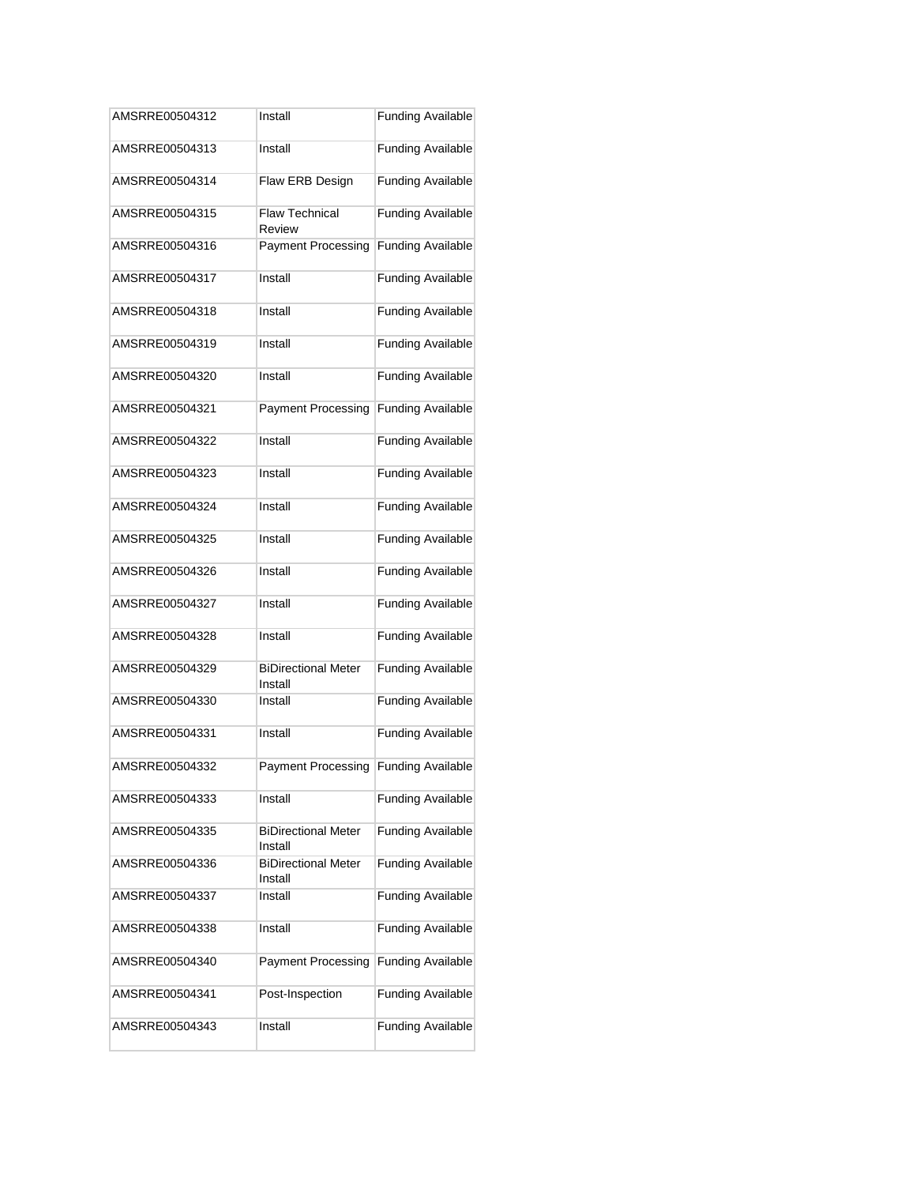| AMSRRE00504312 | Install | Funding Available |
|---|---|---|
| AMSRRE00504313 | Install | Funding Available |
| AMSRRE00504314 | Flaw ERB Design | Funding Available |
| AMSRRE00504315 | Flaw Technical Review | Funding Available |
| AMSRRE00504316 | Payment Processing | Funding Available |
| AMSRRE00504317 | Install | Funding Available |
| AMSRRE00504318 | Install | Funding Available |
| AMSRRE00504319 | Install | Funding Available |
| AMSRRE00504320 | Install | Funding Available |
| AMSRRE00504321 | Payment Processing | Funding Available |
| AMSRRE00504322 | Install | Funding Available |
| AMSRRE00504323 | Install | Funding Available |
| AMSRRE00504324 | Install | Funding Available |
| AMSRRE00504325 | Install | Funding Available |
| AMSRRE00504326 | Install | Funding Available |
| AMSRRE00504327 | Install | Funding Available |
| AMSRRE00504328 | Install | Funding Available |
| AMSRRE00504329 | BiDirectional Meter Install | Funding Available |
| AMSRRE00504330 | Install | Funding Available |
| AMSRRE00504331 | Install | Funding Available |
| AMSRRE00504332 | Payment Processing | Funding Available |
| AMSRRE00504333 | Install | Funding Available |
| AMSRRE00504335 | BiDirectional Meter Install | Funding Available |
| AMSRRE00504336 | BiDirectional Meter Install | Funding Available |
| AMSRRE00504337 | Install | Funding Available |
| AMSRRE00504338 | Install | Funding Available |
| AMSRRE00504340 | Payment Processing | Funding Available |
| AMSRRE00504341 | Post-Inspection | Funding Available |
| AMSRRE00504343 | Install | Funding Available |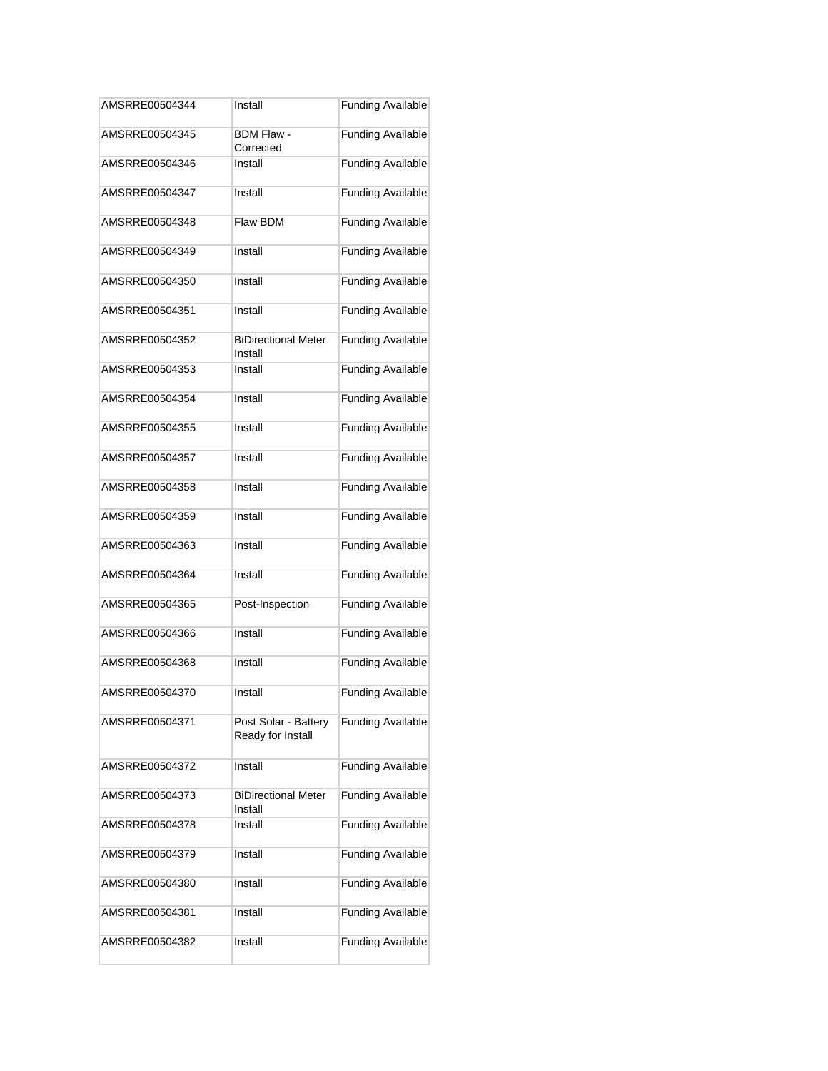| AMSRRE00504344 | Install | Funding Available |
|---|---|---|
| AMSRRE00504345 | BDM Flaw - Corrected | Funding Available |
| AMSRRE00504346 | Install | Funding Available |
| AMSRRE00504347 | Install | Funding Available |
| AMSRRE00504348 | Flaw BDM | Funding Available |
| AMSRRE00504349 | Install | Funding Available |
| AMSRRE00504350 | Install | Funding Available |
| AMSRRE00504351 | Install | Funding Available |
| AMSRRE00504352 | BiDirectional Meter Install | Funding Available |
| AMSRRE00504353 | Install | Funding Available |
| AMSRRE00504354 | Install | Funding Available |
| AMSRRE00504355 | Install | Funding Available |
| AMSRRE00504357 | Install | Funding Available |
| AMSRRE00504358 | Install | Funding Available |
| AMSRRE00504359 | Install | Funding Available |
| AMSRRE00504363 | Install | Funding Available |
| AMSRRE00504364 | Install | Funding Available |
| AMSRRE00504365 | Post-Inspection | Funding Available |
| AMSRRE00504366 | Install | Funding Available |
| AMSRRE00504368 | Install | Funding Available |
| AMSRRE00504370 | Install | Funding Available |
| AMSRRE00504371 | Post Solar - Battery Ready for Install | Funding Available |
| AMSRRE00504372 | Install | Funding Available |
| AMSRRE00504373 | BiDirectional Meter Install | Funding Available |
| AMSRRE00504378 | Install | Funding Available |
| AMSRRE00504379 | Install | Funding Available |
| AMSRRE00504380 | Install | Funding Available |
| AMSRRE00504381 | Install | Funding Available |
| AMSRRE00504382 | Install | Funding Available |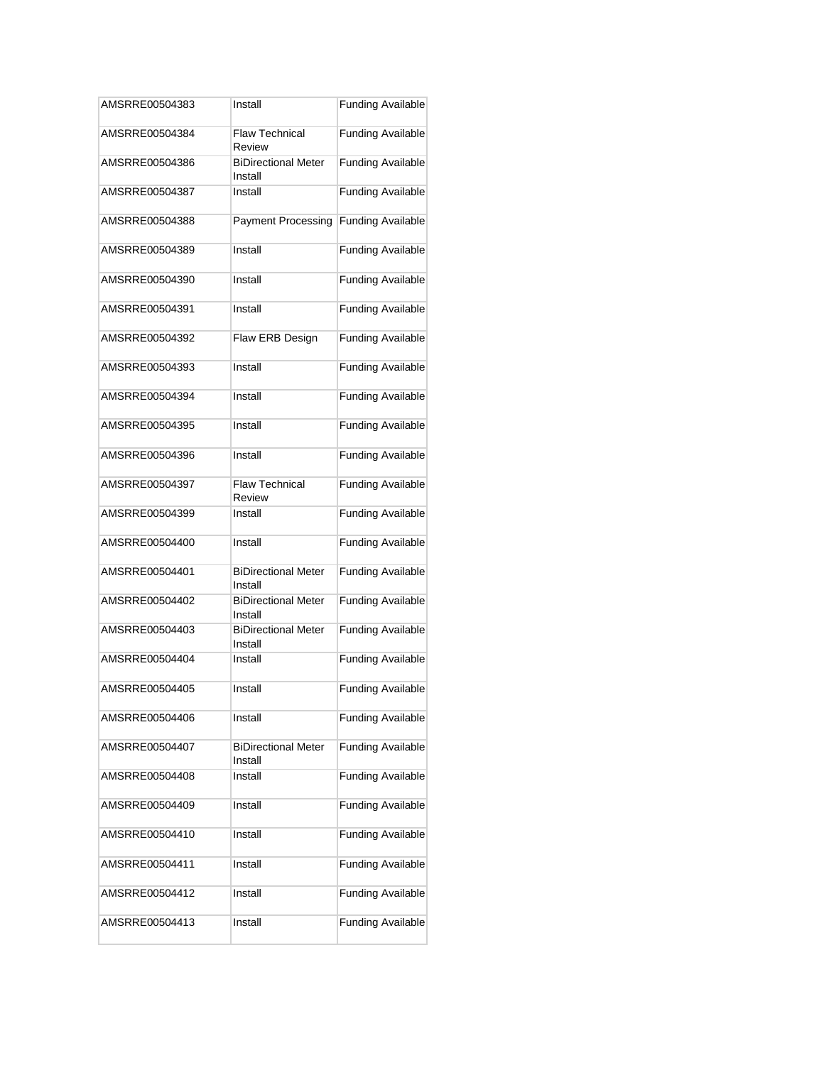| AMSRRE00504383 | Install | Funding Available |
|---|---|---|
| AMSRRE00504384 | Flaw Technical Review | Funding Available |
| AMSRRE00504386 | BiDirectional Meter Install | Funding Available |
| AMSRRE00504387 | Install | Funding Available |
| AMSRRE00504388 | Payment Processing | Funding Available |
| AMSRRE00504389 | Install | Funding Available |
| AMSRRE00504390 | Install | Funding Available |
| AMSRRE00504391 | Install | Funding Available |
| AMSRRE00504392 | Flaw ERB Design | Funding Available |
| AMSRRE00504393 | Install | Funding Available |
| AMSRRE00504394 | Install | Funding Available |
| AMSRRE00504395 | Install | Funding Available |
| AMSRRE00504396 | Install | Funding Available |
| AMSRRE00504397 | Flaw Technical Review | Funding Available |
| AMSRRE00504399 | Install | Funding Available |
| AMSRRE00504400 | Install | Funding Available |
| AMSRRE00504401 | BiDirectional Meter Install | Funding Available |
| AMSRRE00504402 | BiDirectional Meter Install | Funding Available |
| AMSRRE00504403 | BiDirectional Meter Install | Funding Available |
| AMSRRE00504404 | Install | Funding Available |
| AMSRRE00504405 | Install | Funding Available |
| AMSRRE00504406 | Install | Funding Available |
| AMSRRE00504407 | BiDirectional Meter Install | Funding Available |
| AMSRRE00504408 | Install | Funding Available |
| AMSRRE00504409 | Install | Funding Available |
| AMSRRE00504410 | Install | Funding Available |
| AMSRRE00504411 | Install | Funding Available |
| AMSRRE00504412 | Install | Funding Available |
| AMSRRE00504413 | Install | Funding Available |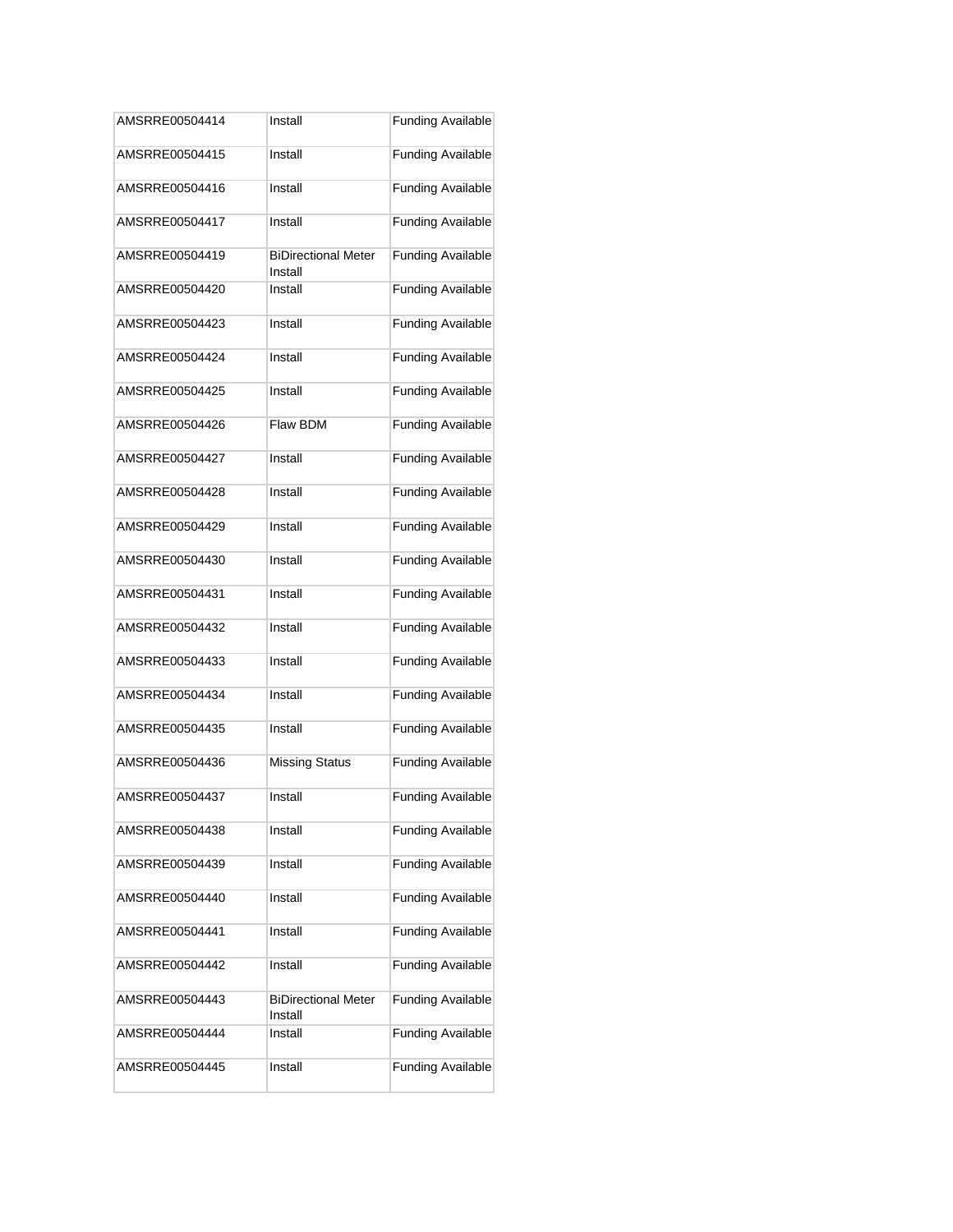| AMSRRE00504414 | Install | Funding Available |
| --- | --- | --- |
| AMSRRE00504415 | Install | Funding Available |
| AMSRRE00504416 | Install | Funding Available |
| AMSRRE00504417 | Install | Funding Available |
| AMSRRE00504419 | BiDirectional Meter Install | Funding Available |
| AMSRRE00504420 | Install | Funding Available |
| AMSRRE00504423 | Install | Funding Available |
| AMSRRE00504424 | Install | Funding Available |
| AMSRRE00504425 | Install | Funding Available |
| AMSRRE00504426 | Flaw BDM | Funding Available |
| AMSRRE00504427 | Install | Funding Available |
| AMSRRE00504428 | Install | Funding Available |
| AMSRRE00504429 | Install | Funding Available |
| AMSRRE00504430 | Install | Funding Available |
| AMSRRE00504431 | Install | Funding Available |
| AMSRRE00504432 | Install | Funding Available |
| AMSRRE00504433 | Install | Funding Available |
| AMSRRE00504434 | Install | Funding Available |
| AMSRRE00504435 | Install | Funding Available |
| AMSRRE00504436 | Missing Status | Funding Available |
| AMSRRE00504437 | Install | Funding Available |
| AMSRRE00504438 | Install | Funding Available |
| AMSRRE00504439 | Install | Funding Available |
| AMSRRE00504440 | Install | Funding Available |
| AMSRRE00504441 | Install | Funding Available |
| AMSRRE00504442 | Install | Funding Available |
| AMSRRE00504443 | BiDirectional Meter Install | Funding Available |
| AMSRRE00504444 | Install | Funding Available |
| AMSRRE00504445 | Install | Funding Available |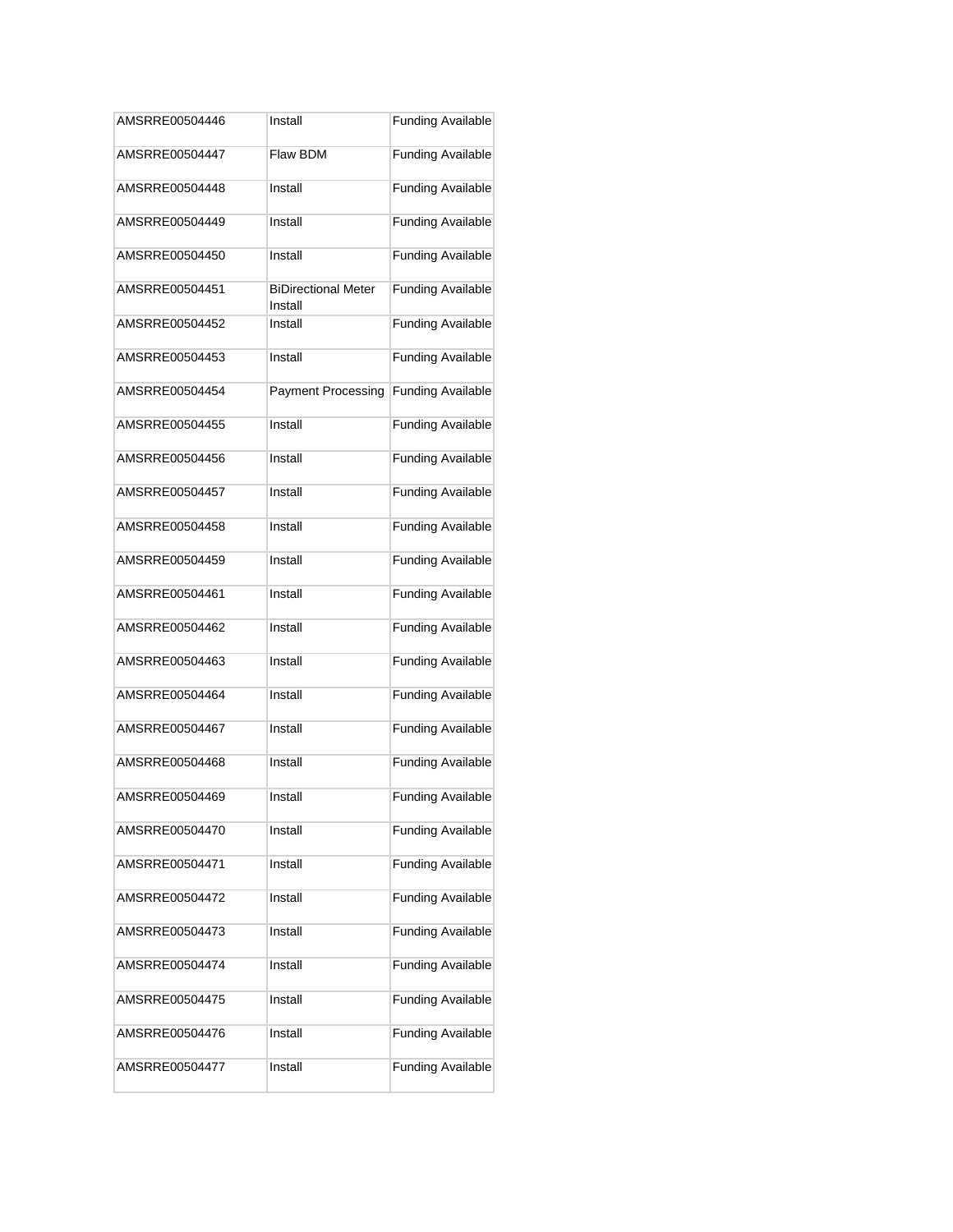| | | |
|---|---|---|
| AMSRRE00504446 | Install | Funding Available |
| AMSRRE00504447 | Flaw BDM | Funding Available |
| AMSRRE00504448 | Install | Funding Available |
| AMSRRE00504449 | Install | Funding Available |
| AMSRRE00504450 | Install | Funding Available |
| AMSRRE00504451 | BiDirectional Meter Install | Funding Available |
| AMSRRE00504452 | Install | Funding Available |
| AMSRRE00504453 | Install | Funding Available |
| AMSRRE00504454 | Payment Processing | Funding Available |
| AMSRRE00504455 | Install | Funding Available |
| AMSRRE00504456 | Install | Funding Available |
| AMSRRE00504457 | Install | Funding Available |
| AMSRRE00504458 | Install | Funding Available |
| AMSRRE00504459 | Install | Funding Available |
| AMSRRE00504461 | Install | Funding Available |
| AMSRRE00504462 | Install | Funding Available |
| AMSRRE00504463 | Install | Funding Available |
| AMSRRE00504464 | Install | Funding Available |
| AMSRRE00504467 | Install | Funding Available |
| AMSRRE00504468 | Install | Funding Available |
| AMSRRE00504469 | Install | Funding Available |
| AMSRRE00504470 | Install | Funding Available |
| AMSRRE00504471 | Install | Funding Available |
| AMSRRE00504472 | Install | Funding Available |
| AMSRRE00504473 | Install | Funding Available |
| AMSRRE00504474 | Install | Funding Available |
| AMSRRE00504475 | Install | Funding Available |
| AMSRRE00504476 | Install | Funding Available |
| AMSRRE00504477 | Install | Funding Available |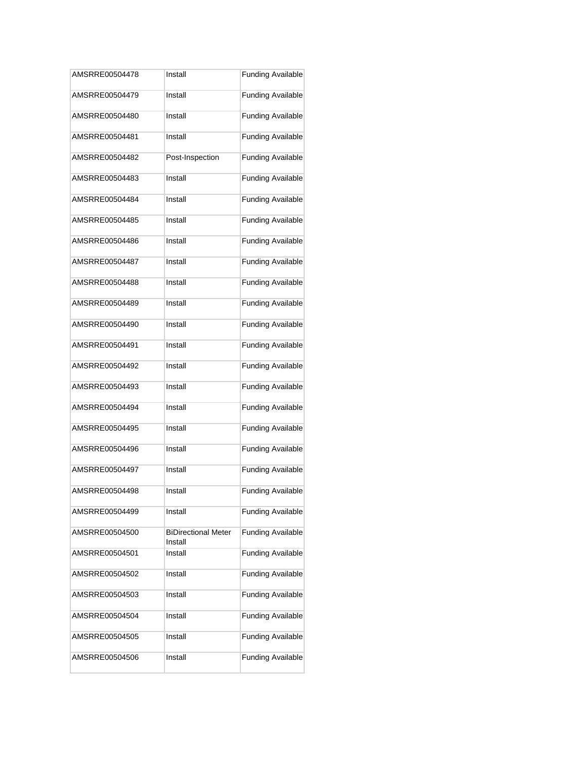| | | |
|---|---|---|
| AMSRRE00504478 | Install | Funding Available |
| AMSRRE00504479 | Install | Funding Available |
| AMSRRE00504480 | Install | Funding Available |
| AMSRRE00504481 | Install | Funding Available |
| AMSRRE00504482 | Post-Inspection | Funding Available |
| AMSRRE00504483 | Install | Funding Available |
| AMSRRE00504484 | Install | Funding Available |
| AMSRRE00504485 | Install | Funding Available |
| AMSRRE00504486 | Install | Funding Available |
| AMSRRE00504487 | Install | Funding Available |
| AMSRRE00504488 | Install | Funding Available |
| AMSRRE00504489 | Install | Funding Available |
| AMSRRE00504490 | Install | Funding Available |
| AMSRRE00504491 | Install | Funding Available |
| AMSRRE00504492 | Install | Funding Available |
| AMSRRE00504493 | Install | Funding Available |
| AMSRRE00504494 | Install | Funding Available |
| AMSRRE00504495 | Install | Funding Available |
| AMSRRE00504496 | Install | Funding Available |
| AMSRRE00504497 | Install | Funding Available |
| AMSRRE00504498 | Install | Funding Available |
| AMSRRE00504499 | Install | Funding Available |
| AMSRRE00504500 | BiDirectional Meter Install | Funding Available |
| AMSRRE00504501 | Install | Funding Available |
| AMSRRE00504502 | Install | Funding Available |
| AMSRRE00504503 | Install | Funding Available |
| AMSRRE00504504 | Install | Funding Available |
| AMSRRE00504505 | Install | Funding Available |
| AMSRRE00504506 | Install | Funding Available |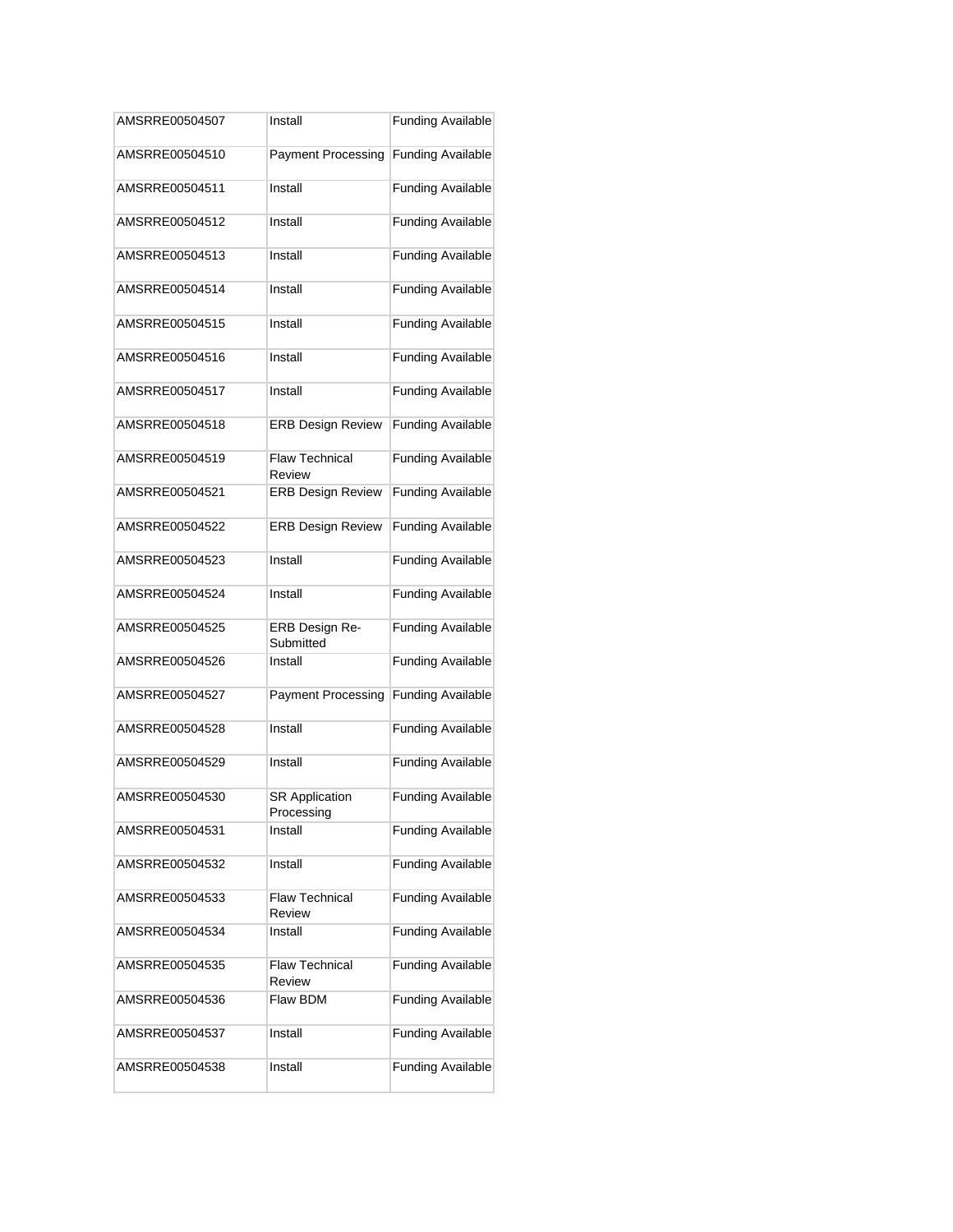| AMSRRE00504507 | Install | Funding Available |
|---|---|---|
| AMSRRE00504510 | Payment Processing | Funding Available |
| AMSRRE00504511 | Install | Funding Available |
| AMSRRE00504512 | Install | Funding Available |
| AMSRRE00504513 | Install | Funding Available |
| AMSRRE00504514 | Install | Funding Available |
| AMSRRE00504515 | Install | Funding Available |
| AMSRRE00504516 | Install | Funding Available |
| AMSRRE00504517 | Install | Funding Available |
| AMSRRE00504518 | ERB Design Review | Funding Available |
| AMSRRE00504519 | Flaw Technical Review | Funding Available |
| AMSRRE00504521 | ERB Design Review | Funding Available |
| AMSRRE00504522 | ERB Design Review | Funding Available |
| AMSRRE00504523 | Install | Funding Available |
| AMSRRE00504524 | Install | Funding Available |
| AMSRRE00504525 | ERB Design Re-Submitted | Funding Available |
| AMSRRE00504526 | Install | Funding Available |
| AMSRRE00504527 | Payment Processing | Funding Available |
| AMSRRE00504528 | Install | Funding Available |
| AMSRRE00504529 | Install | Funding Available |
| AMSRRE00504530 | SR Application Processing | Funding Available |
| AMSRRE00504531 | Install | Funding Available |
| AMSRRE00504532 | Install | Funding Available |
| AMSRRE00504533 | Flaw Technical Review | Funding Available |
| AMSRRE00504534 | Install | Funding Available |
| AMSRRE00504535 | Flaw Technical Review | Funding Available |
| AMSRRE00504536 | Flaw BDM | Funding Available |
| AMSRRE00504537 | Install | Funding Available |
| AMSRRE00504538 | Install | Funding Available |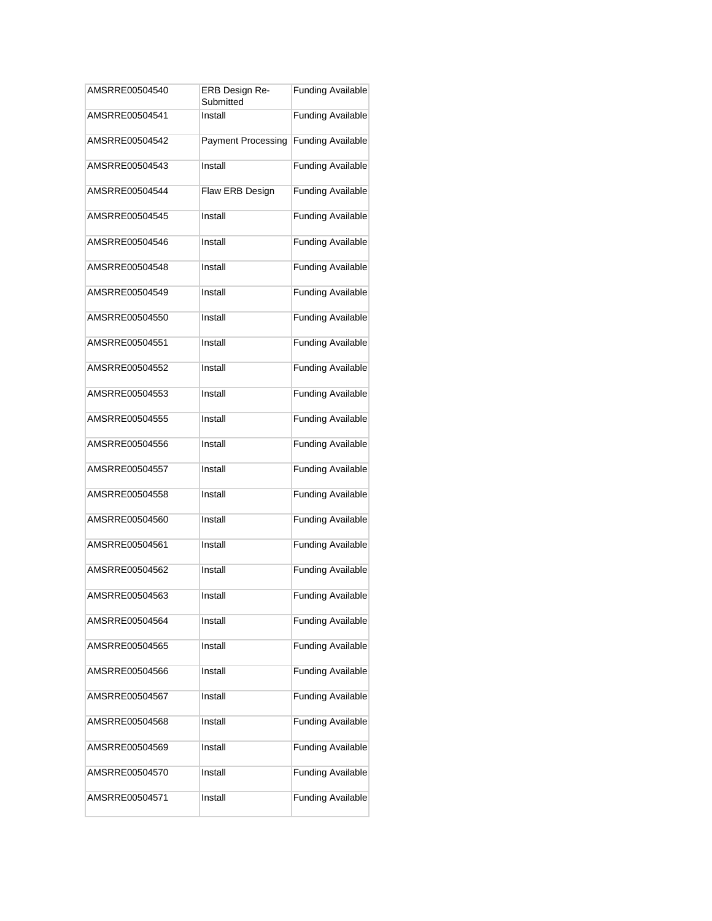| AMSRRE00504540 | ERB Design Re-Submitted | Funding Available |
|---|---|---|
| AMSRRE00504541 | Install | Funding Available |
| AMSRRE00504542 | Payment Processing | Funding Available |
| AMSRRE00504543 | Install | Funding Available |
| AMSRRE00504544 | Flaw ERB Design | Funding Available |
| AMSRRE00504545 | Install | Funding Available |
| AMSRRE00504546 | Install | Funding Available |
| AMSRRE00504548 | Install | Funding Available |
| AMSRRE00504549 | Install | Funding Available |
| AMSRRE00504550 | Install | Funding Available |
| AMSRRE00504551 | Install | Funding Available |
| AMSRRE00504552 | Install | Funding Available |
| AMSRRE00504553 | Install | Funding Available |
| AMSRRE00504555 | Install | Funding Available |
| AMSRRE00504556 | Install | Funding Available |
| AMSRRE00504557 | Install | Funding Available |
| AMSRRE00504558 | Install | Funding Available |
| AMSRRE00504560 | Install | Funding Available |
| AMSRRE00504561 | Install | Funding Available |
| AMSRRE00504562 | Install | Funding Available |
| AMSRRE00504563 | Install | Funding Available |
| AMSRRE00504564 | Install | Funding Available |
| AMSRRE00504565 | Install | Funding Available |
| AMSRRE00504566 | Install | Funding Available |
| AMSRRE00504567 | Install | Funding Available |
| AMSRRE00504568 | Install | Funding Available |
| AMSRRE00504569 | Install | Funding Available |
| AMSRRE00504570 | Install | Funding Available |
| AMSRRE00504571 | Install | Funding Available |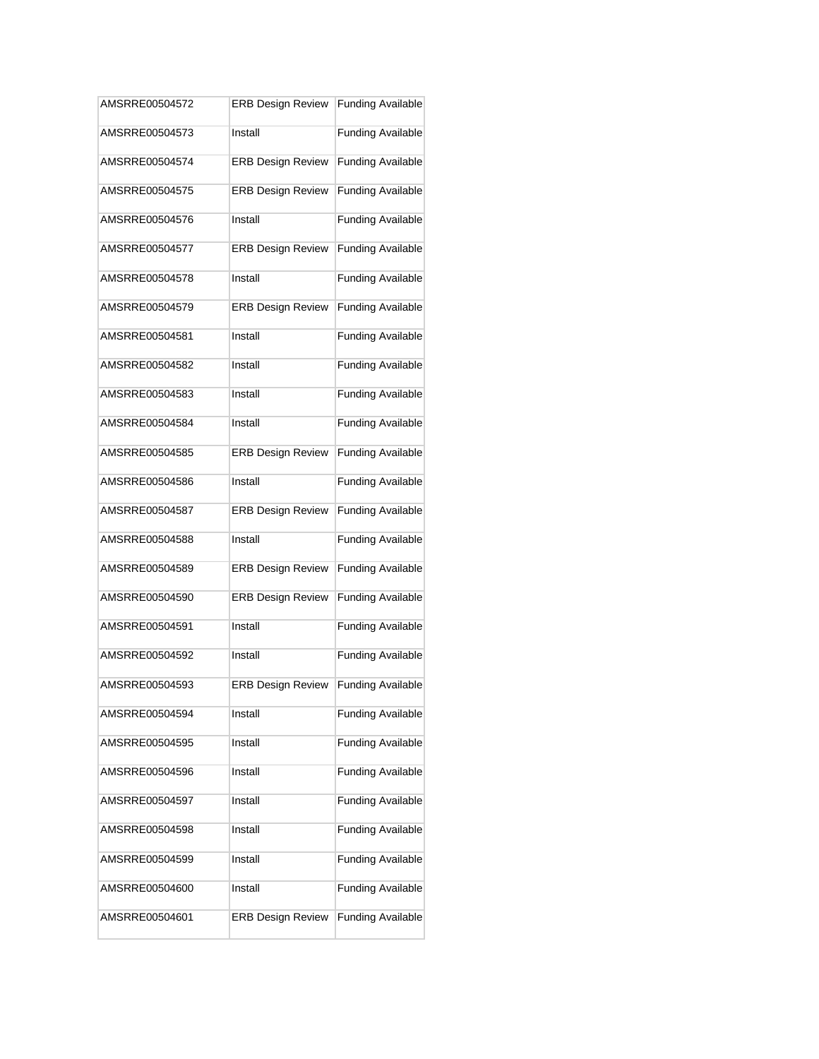| | | |
|---|---|---|
| AMSRRE00504572 | ERB Design Review | Funding Available |
| AMSRRE00504573 | Install | Funding Available |
| AMSRRE00504574 | ERB Design Review | Funding Available |
| AMSRRE00504575 | ERB Design Review | Funding Available |
| AMSRRE00504576 | Install | Funding Available |
| AMSRRE00504577 | ERB Design Review | Funding Available |
| AMSRRE00504578 | Install | Funding Available |
| AMSRRE00504579 | ERB Design Review | Funding Available |
| AMSRRE00504581 | Install | Funding Available |
| AMSRRE00504582 | Install | Funding Available |
| AMSRRE00504583 | Install | Funding Available |
| AMSRRE00504584 | Install | Funding Available |
| AMSRRE00504585 | ERB Design Review | Funding Available |
| AMSRRE00504586 | Install | Funding Available |
| AMSRRE00504587 | ERB Design Review | Funding Available |
| AMSRRE00504588 | Install | Funding Available |
| AMSRRE00504589 | ERB Design Review | Funding Available |
| AMSRRE00504590 | ERB Design Review | Funding Available |
| AMSRRE00504591 | Install | Funding Available |
| AMSRRE00504592 | Install | Funding Available |
| AMSRRE00504593 | ERB Design Review | Funding Available |
| AMSRRE00504594 | Install | Funding Available |
| AMSRRE00504595 | Install | Funding Available |
| AMSRRE00504596 | Install | Funding Available |
| AMSRRE00504597 | Install | Funding Available |
| AMSRRE00504598 | Install | Funding Available |
| AMSRRE00504599 | Install | Funding Available |
| AMSRRE00504600 | Install | Funding Available |
| AMSRRE00504601 | ERB Design Review | Funding Available |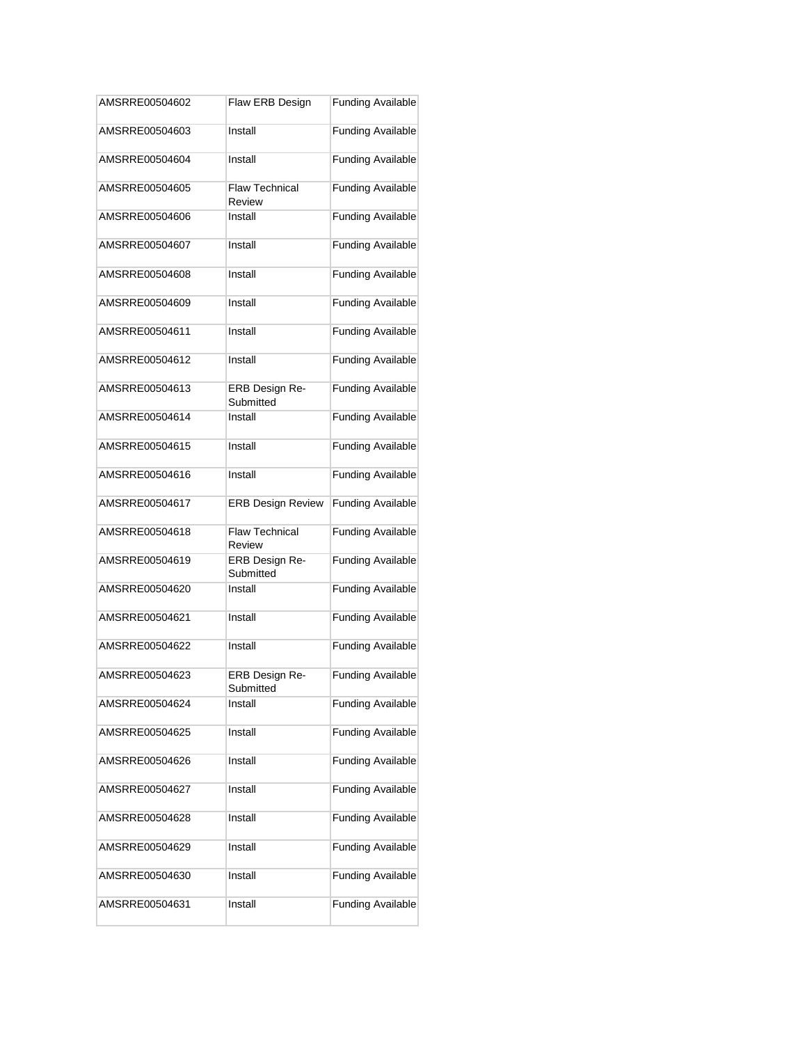| | | |
|---|---|---|
| AMSRRE00504602 | Flaw ERB Design | Funding Available |
| AMSRRE00504603 | Install | Funding Available |
| AMSRRE00504604 | Install | Funding Available |
| AMSRRE00504605 | Flaw Technical Review | Funding Available |
| AMSRRE00504606 | Install | Funding Available |
| AMSRRE00504607 | Install | Funding Available |
| AMSRRE00504608 | Install | Funding Available |
| AMSRRE00504609 | Install | Funding Available |
| AMSRRE00504611 | Install | Funding Available |
| AMSRRE00504612 | Install | Funding Available |
| AMSRRE00504613 | ERB Design Re-Submitted | Funding Available |
| AMSRRE00504614 | Install | Funding Available |
| AMSRRE00504615 | Install | Funding Available |
| AMSRRE00504616 | Install | Funding Available |
| AMSRRE00504617 | ERB Design Review | Funding Available |
| AMSRRE00504618 | Flaw Technical Review | Funding Available |
| AMSRRE00504619 | ERB Design Re-Submitted | Funding Available |
| AMSRRE00504620 | Install | Funding Available |
| AMSRRE00504621 | Install | Funding Available |
| AMSRRE00504622 | Install | Funding Available |
| AMSRRE00504623 | ERB Design Re-Submitted | Funding Available |
| AMSRRE00504624 | Install | Funding Available |
| AMSRRE00504625 | Install | Funding Available |
| AMSRRE00504626 | Install | Funding Available |
| AMSRRE00504627 | Install | Funding Available |
| AMSRRE00504628 | Install | Funding Available |
| AMSRRE00504629 | Install | Funding Available |
| AMSRRE00504630 | Install | Funding Available |
| AMSRRE00504631 | Install | Funding Available |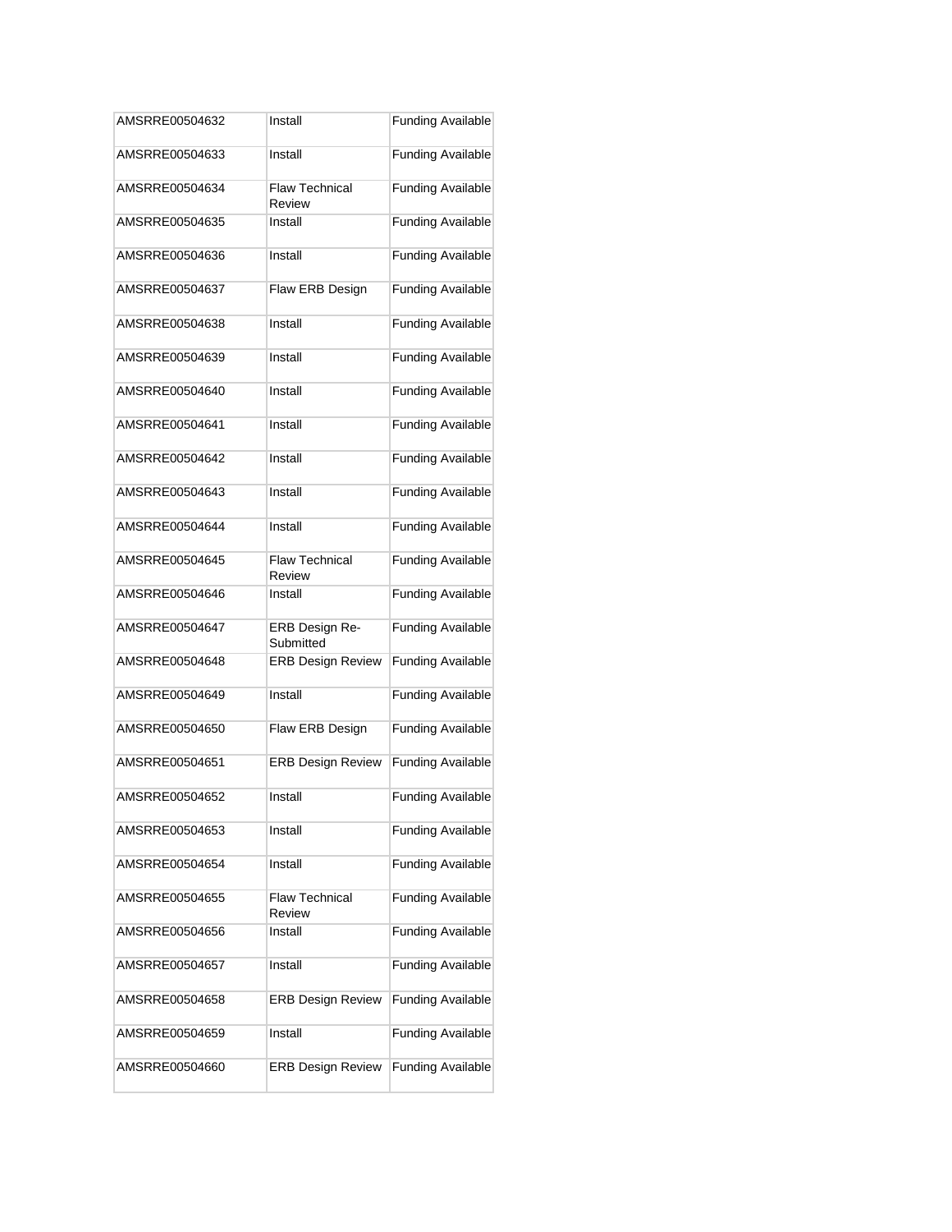| AMSRRE00504632 | Install | Funding Available |
|---|---|---|
| AMSRRE00504633 | Install | Funding Available |
| AMSRRE00504634 | Flaw Technical Review | Funding Available |
| AMSRRE00504635 | Install | Funding Available |
| AMSRRE00504636 | Install | Funding Available |
| AMSRRE00504637 | Flaw ERB Design | Funding Available |
| AMSRRE00504638 | Install | Funding Available |
| AMSRRE00504639 | Install | Funding Available |
| AMSRRE00504640 | Install | Funding Available |
| AMSRRE00504641 | Install | Funding Available |
| AMSRRE00504642 | Install | Funding Available |
| AMSRRE00504643 | Install | Funding Available |
| AMSRRE00504644 | Install | Funding Available |
| AMSRRE00504645 | Flaw Technical Review | Funding Available |
| AMSRRE00504646 | Install | Funding Available |
| AMSRRE00504647 | ERB Design Re-Submitted | Funding Available |
| AMSRRE00504648 | ERB Design Review | Funding Available |
| AMSRRE00504649 | Install | Funding Available |
| AMSRRE00504650 | Flaw ERB Design | Funding Available |
| AMSRRE00504651 | ERB Design Review | Funding Available |
| AMSRRE00504652 | Install | Funding Available |
| AMSRRE00504653 | Install | Funding Available |
| AMSRRE00504654 | Install | Funding Available |
| AMSRRE00504655 | Flaw Technical Review | Funding Available |
| AMSRRE00504656 | Install | Funding Available |
| AMSRRE00504657 | Install | Funding Available |
| AMSRRE00504658 | ERB Design Review | Funding Available |
| AMSRRE00504659 | Install | Funding Available |
| AMSRRE00504660 | ERB Design Review | Funding Available |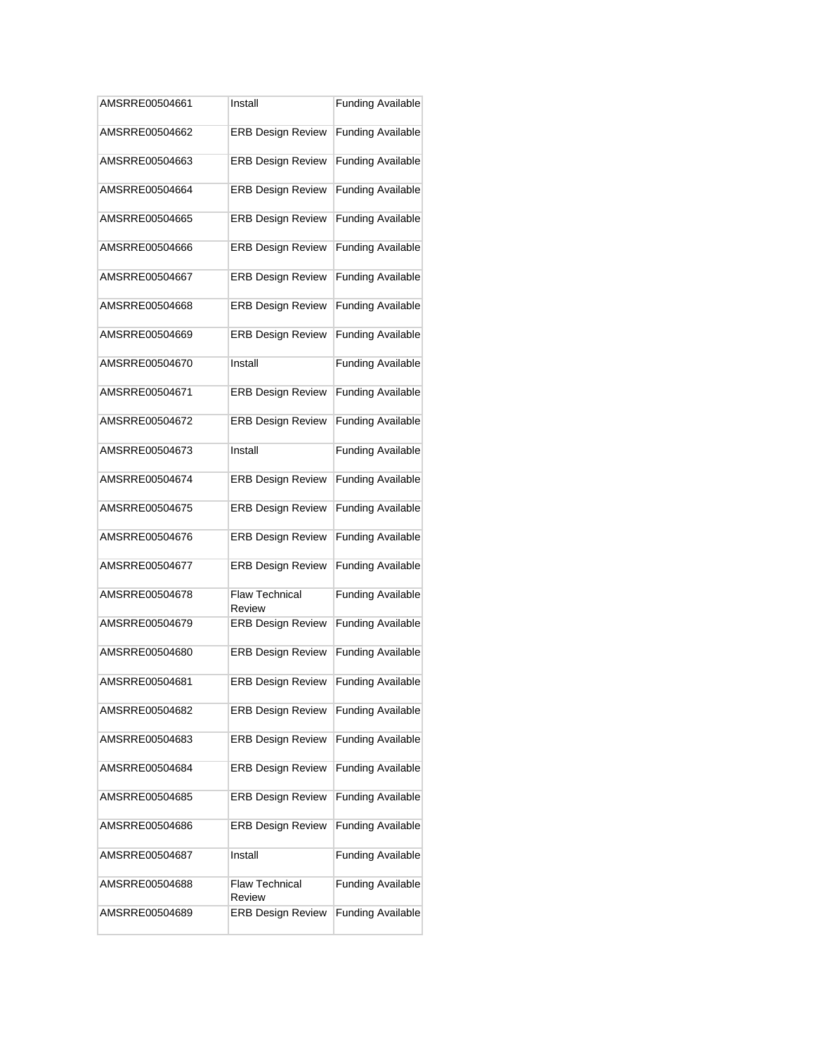| | | |
|---|---|---|
| AMSRRE00504661 | Install | Funding Available |
| AMSRRE00504662 | ERB Design Review | Funding Available |
| AMSRRE00504663 | ERB Design Review | Funding Available |
| AMSRRE00504664 | ERB Design Review | Funding Available |
| AMSRRE00504665 | ERB Design Review | Funding Available |
| AMSRRE00504666 | ERB Design Review | Funding Available |
| AMSRRE00504667 | ERB Design Review | Funding Available |
| AMSRRE00504668 | ERB Design Review | Funding Available |
| AMSRRE00504669 | ERB Design Review | Funding Available |
| AMSRRE00504670 | Install | Funding Available |
| AMSRRE00504671 | ERB Design Review | Funding Available |
| AMSRRE00504672 | ERB Design Review | Funding Available |
| AMSRRE00504673 | Install | Funding Available |
| AMSRRE00504674 | ERB Design Review | Funding Available |
| AMSRRE00504675 | ERB Design Review | Funding Available |
| AMSRRE00504676 | ERB Design Review | Funding Available |
| AMSRRE00504677 | ERB Design Review | Funding Available |
| AMSRRE00504678 | Flaw Technical Review | Funding Available |
| AMSRRE00504679 | ERB Design Review | Funding Available |
| AMSRRE00504680 | ERB Design Review | Funding Available |
| AMSRRE00504681 | ERB Design Review | Funding Available |
| AMSRRE00504682 | ERB Design Review | Funding Available |
| AMSRRE00504683 | ERB Design Review | Funding Available |
| AMSRRE00504684 | ERB Design Review | Funding Available |
| AMSRRE00504685 | ERB Design Review | Funding Available |
| AMSRRE00504686 | ERB Design Review | Funding Available |
| AMSRRE00504687 | Install | Funding Available |
| AMSRRE00504688 | Flaw Technical Review | Funding Available |
| AMSRRE00504689 | ERB Design Review | Funding Available |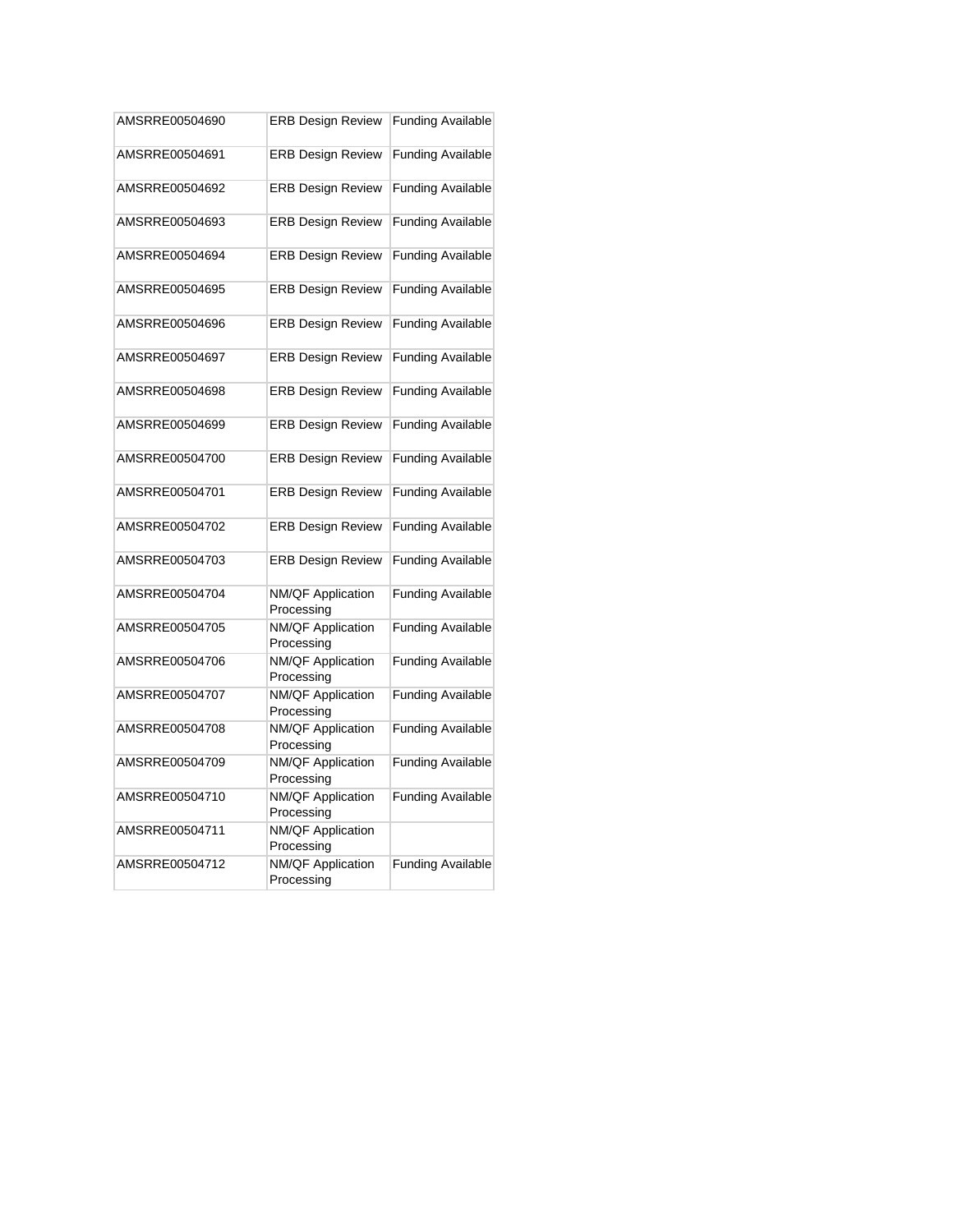| | | |
|---|---|---|
| AMSRRE00504690 | ERB Design Review | Funding Available |
| AMSRRE00504691 | ERB Design Review | Funding Available |
| AMSRRE00504692 | ERB Design Review | Funding Available |
| AMSRRE00504693 | ERB Design Review | Funding Available |
| AMSRRE00504694 | ERB Design Review | Funding Available |
| AMSRRE00504695 | ERB Design Review | Funding Available |
| AMSRRE00504696 | ERB Design Review | Funding Available |
| AMSRRE00504697 | ERB Design Review | Funding Available |
| AMSRRE00504698 | ERB Design Review | Funding Available |
| AMSRRE00504699 | ERB Design Review | Funding Available |
| AMSRRE00504700 | ERB Design Review | Funding Available |
| AMSRRE00504701 | ERB Design Review | Funding Available |
| AMSRRE00504702 | ERB Design Review | Funding Available |
| AMSRRE00504703 | ERB Design Review | Funding Available |
| AMSRRE00504704 | NM/QF Application Processing | Funding Available |
| AMSRRE00504705 | NM/QF Application Processing | Funding Available |
| AMSRRE00504706 | NM/QF Application Processing | Funding Available |
| AMSRRE00504707 | NM/QF Application Processing | Funding Available |
| AMSRRE00504708 | NM/QF Application Processing | Funding Available |
| AMSRRE00504709 | NM/QF Application Processing | Funding Available |
| AMSRRE00504710 | NM/QF Application Processing | Funding Available |
| AMSRRE00504711 | NM/QF Application Processing | |
| AMSRRE00504712 | NM/QF Application Processing | Funding Available |